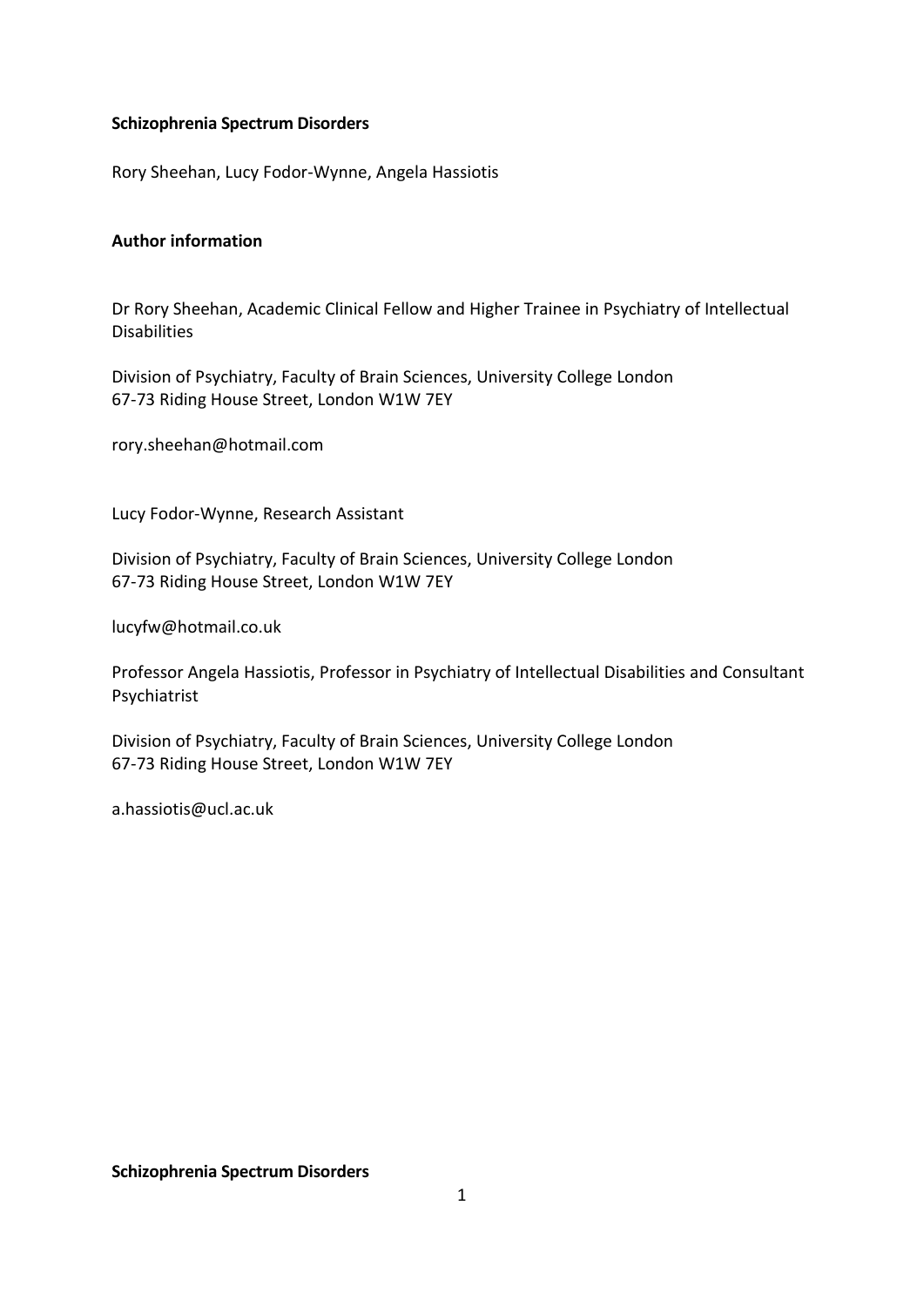**Schizophrenia Spectrum Disorders**

Rory Sheehan, Lucy Fodor-Wynne, Angela Hassiotis

**Author information**

Dr Rory Sheehan, Academic Clinical Fellow and Higher Trainee in Psychiatry of Intellectual Disabilities

Division of Psychiatry, Faculty of Brain Sciences, University College London
67-73 Riding House Street, London W1W 7EY

rory.sheehan@hotmail.com

Lucy Fodor-Wynne, Research Assistant

Division of Psychiatry, Faculty of Brain Sciences, University College London
67-73 Riding House Street, London W1W 7EY

lucyfw@hotmail.co.uk

Professor Angela Hassiotis, Professor in Psychiatry of Intellectual Disabilities and Consultant Psychiatrist

Division of Psychiatry, Faculty of Brain Sciences, University College London
67-73 Riding House Street, London W1W 7EY

a.hassiotis@ucl.ac.uk

**Schizophrenia Spectrum Disorders**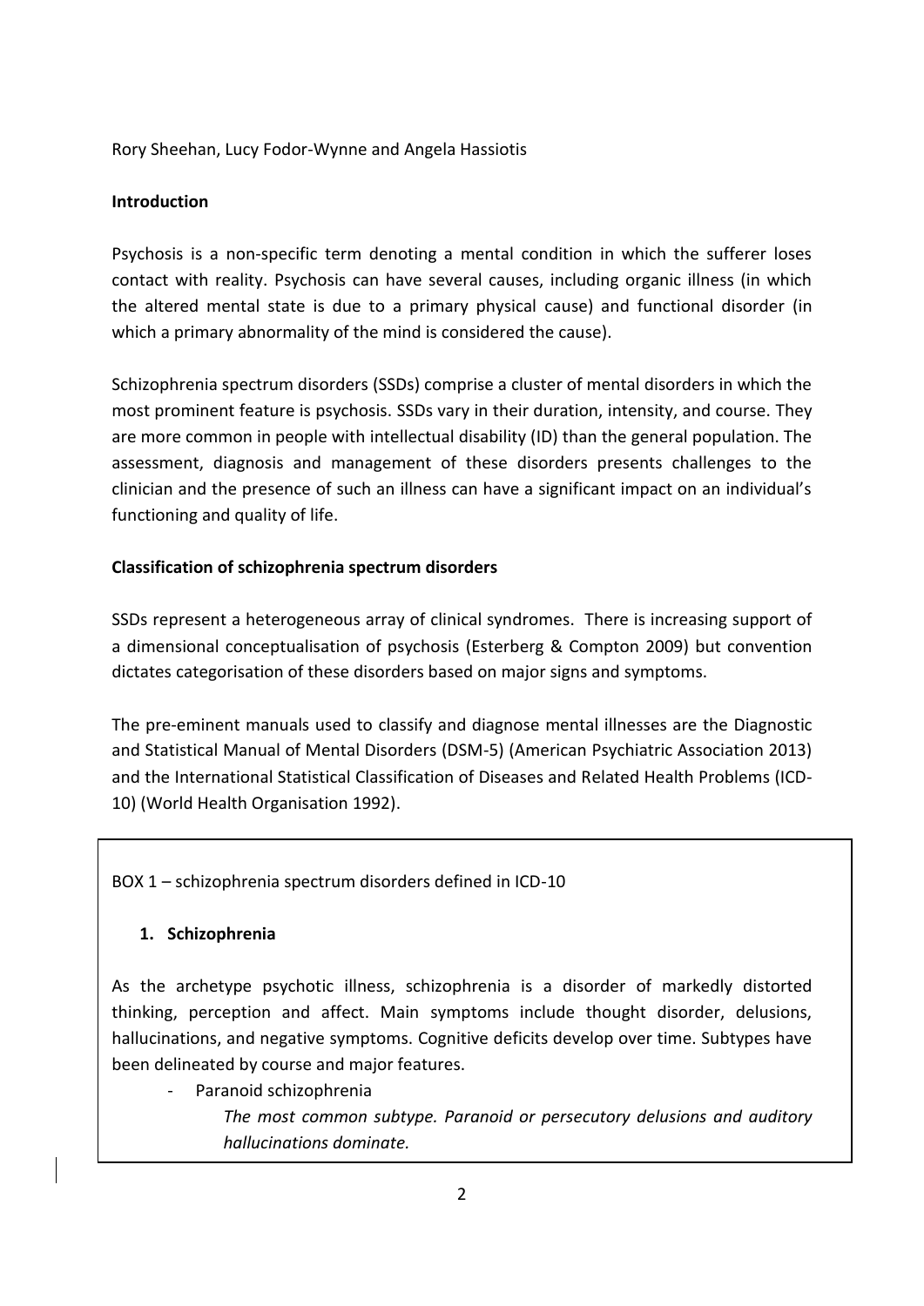Rory Sheehan, Lucy Fodor-Wynne and Angela Hassiotis

## Introduction

Psychosis is a non-specific term denoting a mental condition in which the sufferer loses contact with reality. Psychosis can have several causes, including organic illness (in which the altered mental state is due to a primary physical cause) and functional disorder (in which a primary abnormality of the mind is considered the cause).

Schizophrenia spectrum disorders (SSDs) comprise a cluster of mental disorders in which the most prominent feature is psychosis. SSDs vary in their duration, intensity, and course. They are more common in people with intellectual disability (ID) than the general population. The assessment, diagnosis and management of these disorders presents challenges to the clinician and the presence of such an illness can have a significant impact on an individual's functioning and quality of life.

## Classification of schizophrenia spectrum disorders

SSDs represent a heterogeneous array of clinical syndromes. There is increasing support of a dimensional conceptualisation of psychosis (Esterberg & Compton 2009) but convention dictates categorisation of these disorders based on major signs and symptoms.

The pre-eminent manuals used to classify and diagnose mental illnesses are the Diagnostic and Statistical Manual of Mental Disorders (DSM-5) (American Psychiatric Association 2013) and the International Statistical Classification of Diseases and Related Health Problems (ICD-10) (World Health Organisation 1992).

BOX 1 – schizophrenia spectrum disorders defined in ICD-10

1. **Schizophrenia**

As the archetype psychotic illness, schizophrenia is a disorder of markedly distorted thinking, perception and affect. Main symptoms include thought disorder, delusions, hallucinations, and negative symptoms. Cognitive deficits develop over time. Subtypes have been delineated by course and major features.

- Paranoid schizophrenia

    *The most common subtype. Paranoid or persecutory delusions and auditory hallucinations dominate.*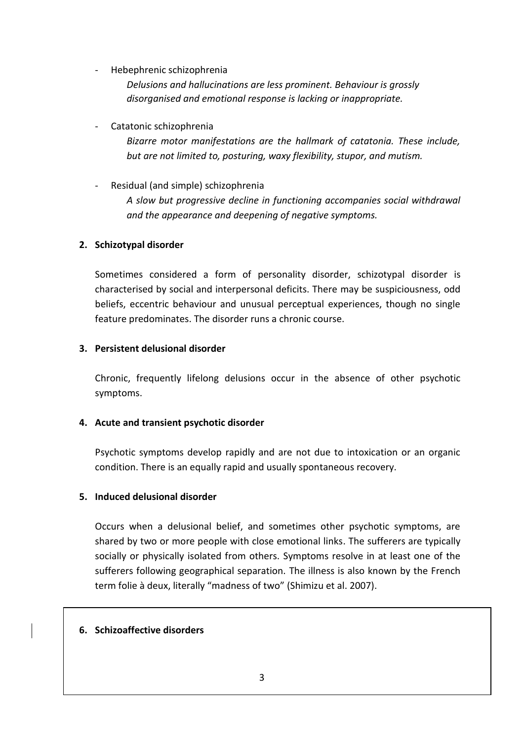- Hebephrenic schizophrenia

  *Delusions and hallucinations are less prominent. Behaviour is grossly disorganised and emotional response is lacking or inappropriate.*

- Catatonic schizophrenia

  *Bizarre motor manifestations are the hallmark of catatonia. These include, but are not limited to, posturing, waxy flexibility, stupor, and mutism.*

- Residual (and simple) schizophrenia

  *A slow but progressive decline in functioning accompanies social withdrawal and the appearance and deepening of negative symptoms.*

**2. Schizotypal disorder**

Sometimes considered a form of personality disorder, schizotypal disorder is characterised by social and interpersonal deficits. There may be suspiciousness, odd beliefs, eccentric behaviour and unusual perceptual experiences, though no single feature predominates. The disorder runs a chronic course.

**3. Persistent delusional disorder**

Chronic, frequently lifelong delusions occur in the absence of other psychotic symptoms.

**4. Acute and transient psychotic disorder**

Psychotic symptoms develop rapidly and are not due to intoxication or an organic condition. There is an equally rapid and usually spontaneous recovery.

**5. Induced delusional disorder**

Occurs when a delusional belief, and sometimes other psychotic symptoms, are shared by two or more people with close emotional links. The sufferers are typically socially or physically isolated from others. Symptoms resolve in at least one of the sufferers following geographical separation. The illness is also known by the French term folie à deux, literally "madness of two" (Shimizu et al. 2007).

**6. Schizoaffective disorders**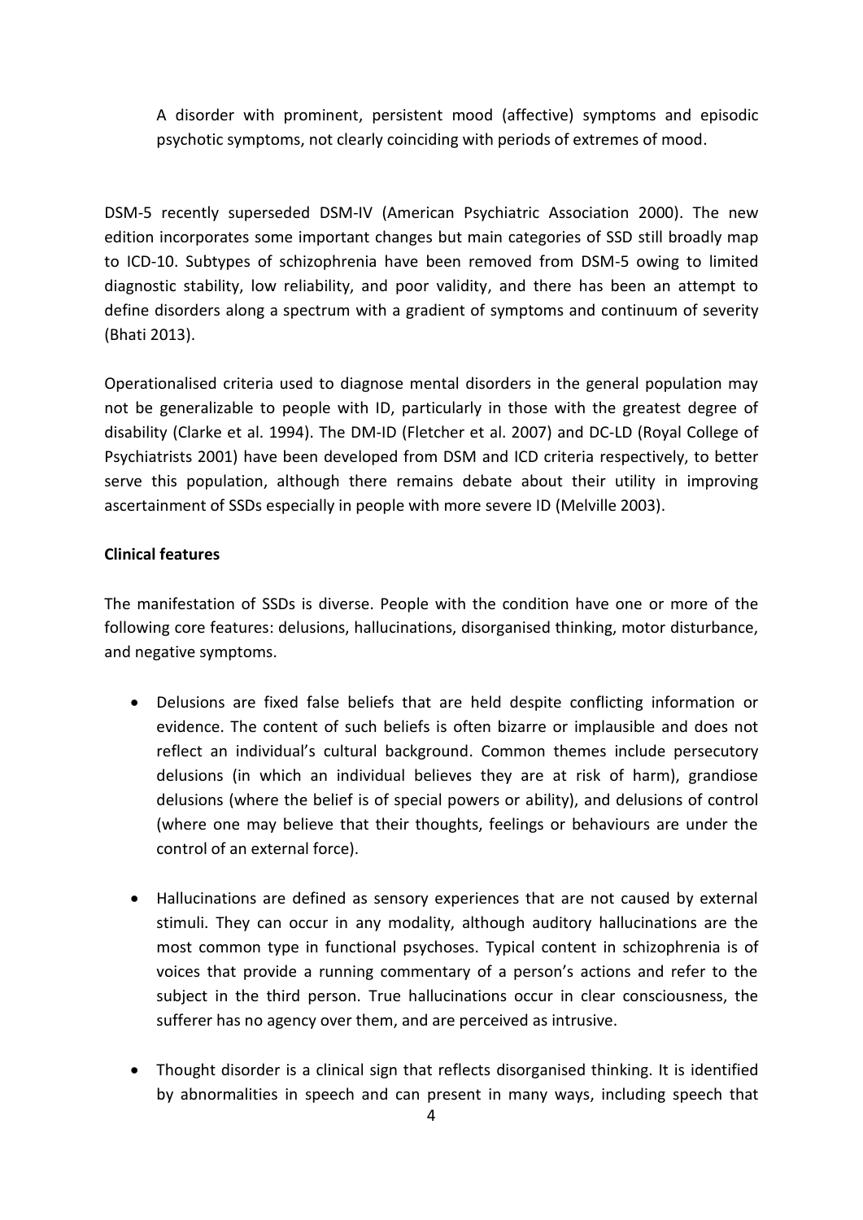> A disorder with prominent, persistent mood (affective) symptoms and episodic psychotic symptoms, not clearly coinciding with periods of extremes of mood.

DSM-5 recently superseded DSM-IV (American Psychiatric Association 2000). The new edition incorporates some important changes but main categories of SSD still broadly map to ICD-10. Subtypes of schizophrenia have been removed from DSM-5 owing to limited diagnostic stability, low reliability, and poor validity, and there has been an attempt to define disorders along a spectrum with a gradient of symptoms and continuum of severity (Bhati 2013).

Operationalised criteria used to diagnose mental disorders in the general population may not be generalizable to people with ID, particularly in those with the greatest degree of disability (Clarke et al. 1994). The DM-ID (Fletcher et al. 2007) and DC-LD (Royal College of Psychiatrists 2001) have been developed from DSM and ICD criteria respectively, to better serve this population, although there remains debate about their utility in improving ascertainment of SSDs especially in people with more severe ID (Melville 2003).

**Clinical features**

The manifestation of SSDs is diverse. People with the condition have one or more of the following core features: delusions, hallucinations, disorganised thinking, motor disturbance, and negative symptoms.

- Delusions are fixed false beliefs that are held despite conflicting information or evidence. The content of such beliefs is often bizarre or implausible and does not reflect an individual's cultural background. Common themes include persecutory delusions (in which an individual believes they are at risk of harm), grandiose delusions (where the belief is of special powers or ability), and delusions of control (where one may believe that their thoughts, feelings or behaviours are under the control of an external force).

- Hallucinations are defined as sensory experiences that are not caused by external stimuli. They can occur in any modality, although auditory hallucinations are the most common type in functional psychoses. Typical content in schizophrenia is of voices that provide a running commentary of a person's actions and refer to the subject in the third person. True hallucinations occur in clear consciousness, the sufferer has no agency over them, and are perceived as intrusive.

- Thought disorder is a clinical sign that reflects disorganised thinking. It is identified by abnormalities in speech and can present in many ways, including speech that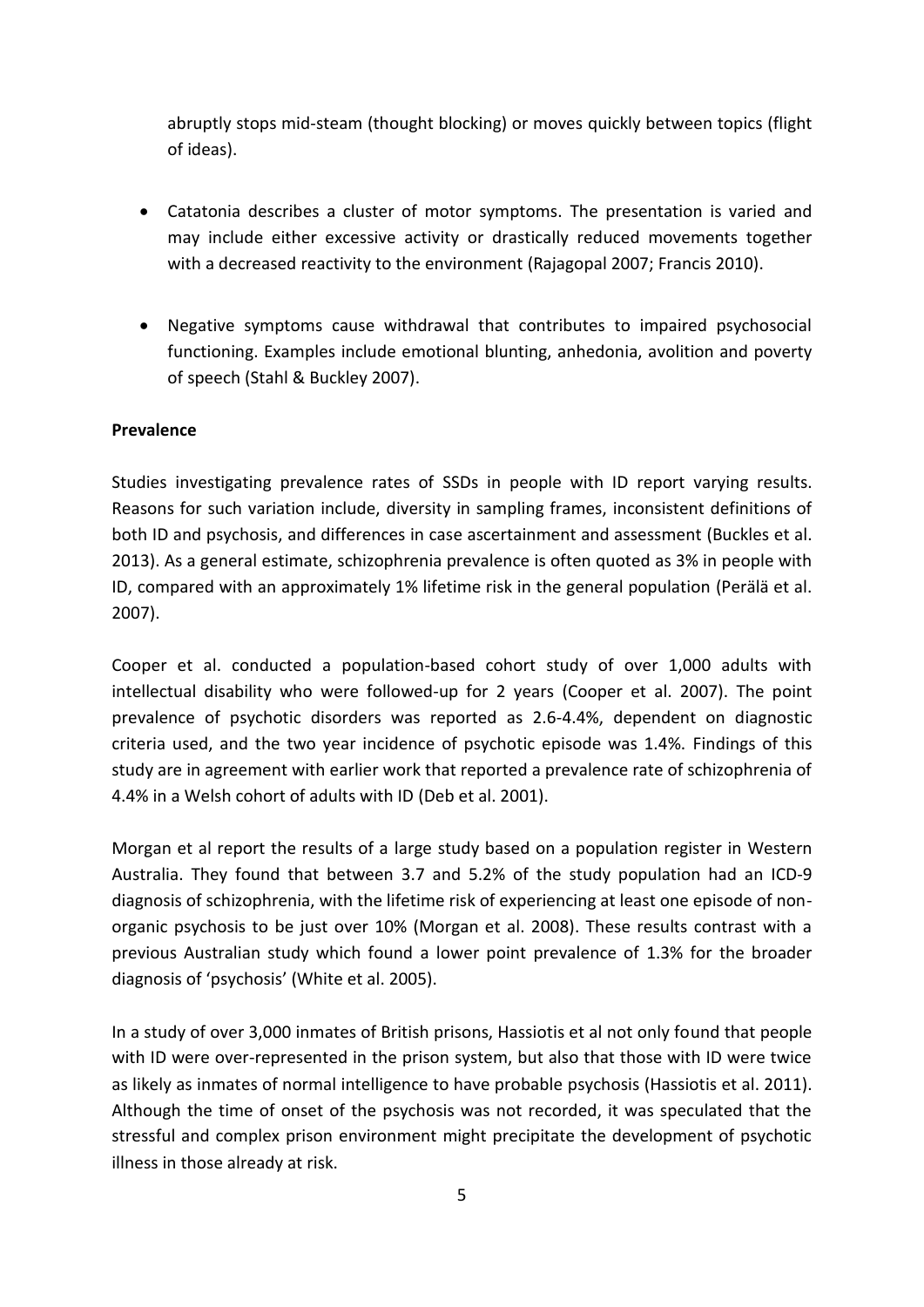abruptly stops mid-steam (thought blocking) or moves quickly between topics (flight of ideas).

- Catatonia describes a cluster of motor symptoms. The presentation is varied and may include either excessive activity or drastically reduced movements together with a decreased reactivity to the environment (Rajagopal 2007; Francis 2010).
- Negative symptoms cause withdrawal that contributes to impaired psychosocial functioning. Examples include emotional blunting, anhedonia, avolition and poverty of speech (Stahl & Buckley 2007).

**Prevalence**

Studies investigating prevalence rates of SSDs in people with ID report varying results. Reasons for such variation include, diversity in sampling frames, inconsistent definitions of both ID and psychosis, and differences in case ascertainment and assessment (Buckles et al. 2013). As a general estimate, schizophrenia prevalence is often quoted as 3% in people with ID, compared with an approximately 1% lifetime risk in the general population (Perälä et al. 2007).

Cooper et al. conducted a population-based cohort study of over 1,000 adults with intellectual disability who were followed-up for 2 years (Cooper et al. 2007). The point prevalence of psychotic disorders was reported as 2.6-4.4%, dependent on diagnostic criteria used, and the two year incidence of psychotic episode was 1.4%. Findings of this study are in agreement with earlier work that reported a prevalence rate of schizophrenia of 4.4% in a Welsh cohort of adults with ID (Deb et al. 2001).

Morgan et al report the results of a large study based on a population register in Western Australia. They found that between 3.7 and 5.2% of the study population had an ICD-9 diagnosis of schizophrenia, with the lifetime risk of experiencing at least one episode of non-organic psychosis to be just over 10% (Morgan et al. 2008). These results contrast with a previous Australian study which found a lower point prevalence of 1.3% for the broader diagnosis of 'psychosis' (White et al. 2005).

In a study of over 3,000 inmates of British prisons, Hassiotis et al not only found that people with ID were over-represented in the prison system, but also that those with ID were twice as likely as inmates of normal intelligence to have probable psychosis (Hassiotis et al. 2011). Although the time of onset of the psychosis was not recorded, it was speculated that the stressful and complex prison environment might precipitate the development of psychotic illness in those already at risk.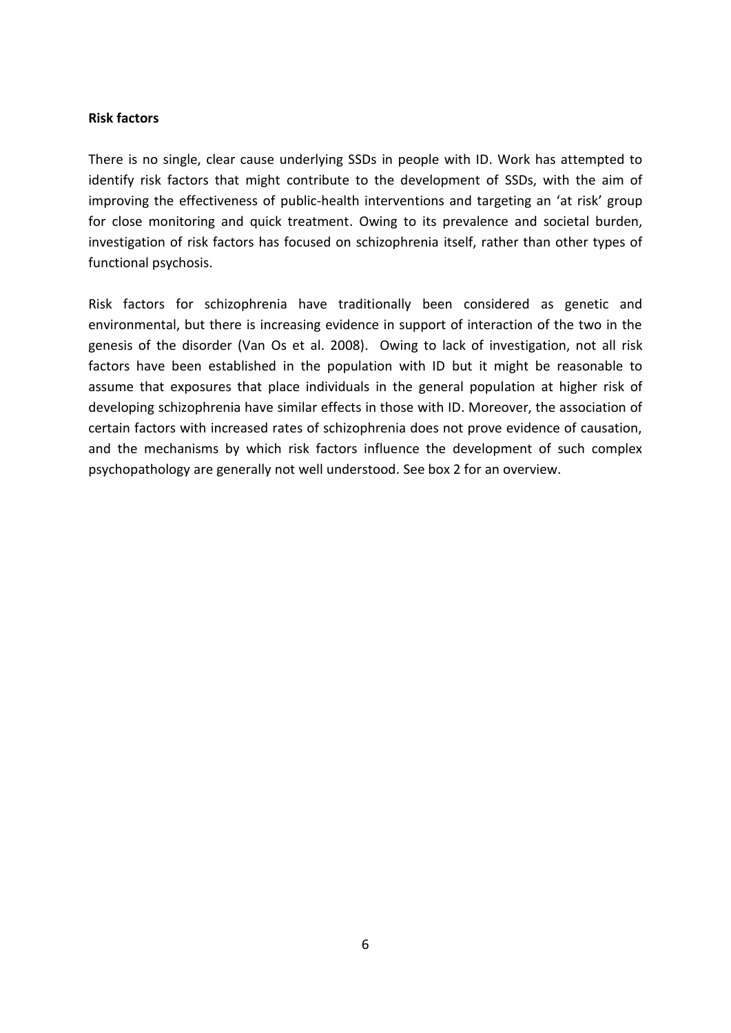**Risk factors**

There is no single, clear cause underlying SSDs in people with ID. Work has attempted to identify risk factors that might contribute to the development of SSDs, with the aim of improving the effectiveness of public-health interventions and targeting an 'at risk' group for close monitoring and quick treatment. Owing to its prevalence and societal burden, investigation of risk factors has focused on schizophrenia itself, rather than other types of functional psychosis.

Risk factors for schizophrenia have traditionally been considered as genetic and environmental, but there is increasing evidence in support of interaction of the two in the genesis of the disorder (Van Os et al. 2008). Owing to lack of investigation, not all risk factors have been established in the population with ID but it might be reasonable to assume that exposures that place individuals in the general population at higher risk of developing schizophrenia have similar effects in those with ID. Moreover, the association of certain factors with increased rates of schizophrenia does not prove evidence of causation, and the mechanisms by which risk factors influence the development of such complex psychopathology are generally not well understood. See box 2 for an overview.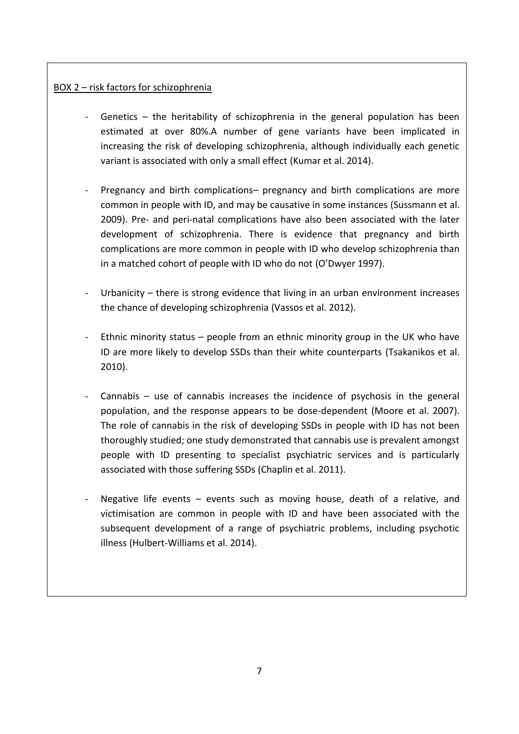<u>BOX 2 – risk factors for schizophrenia</u>

- Genetics – the heritability of schizophrenia in the general population has been estimated at over 80%.A number of gene variants have been implicated in increasing the risk of developing schizophrenia, although individually each genetic variant is associated with only a small effect (Kumar et al. 2014).

- Pregnancy and birth complications– pregnancy and birth complications are more common in people with ID, and may be causative in some instances (Sussmann et al. 2009). Pre- and peri-natal complications have also been associated with the later development of schizophrenia. There is evidence that pregnancy and birth complications are more common in people with ID who develop schizophrenia than in a matched cohort of people with ID who do not (O'Dwyer 1997).

- Urbanicity – there is strong evidence that living in an urban environment increases the chance of developing schizophrenia (Vassos et al. 2012).

- Ethnic minority status – people from an ethnic minority group in the UK who have ID are more likely to develop SSDs than their white counterparts (Tsakanikos et al. 2010).

- Cannabis – use of cannabis increases the incidence of psychosis in the general population, and the response appears to be dose-dependent (Moore et al. 2007). The role of cannabis in the risk of developing SSDs in people with ID has not been thoroughly studied; one study demonstrated that cannabis use is prevalent amongst people with ID presenting to specialist psychiatric services and is particularly associated with those suffering SSDs (Chaplin et al. 2011).

- Negative life events – events such as moving house, death of a relative, and victimisation are common in people with ID and have been associated with the subsequent development of a range of psychiatric problems, including psychotic illness (Hulbert-Williams et al. 2014).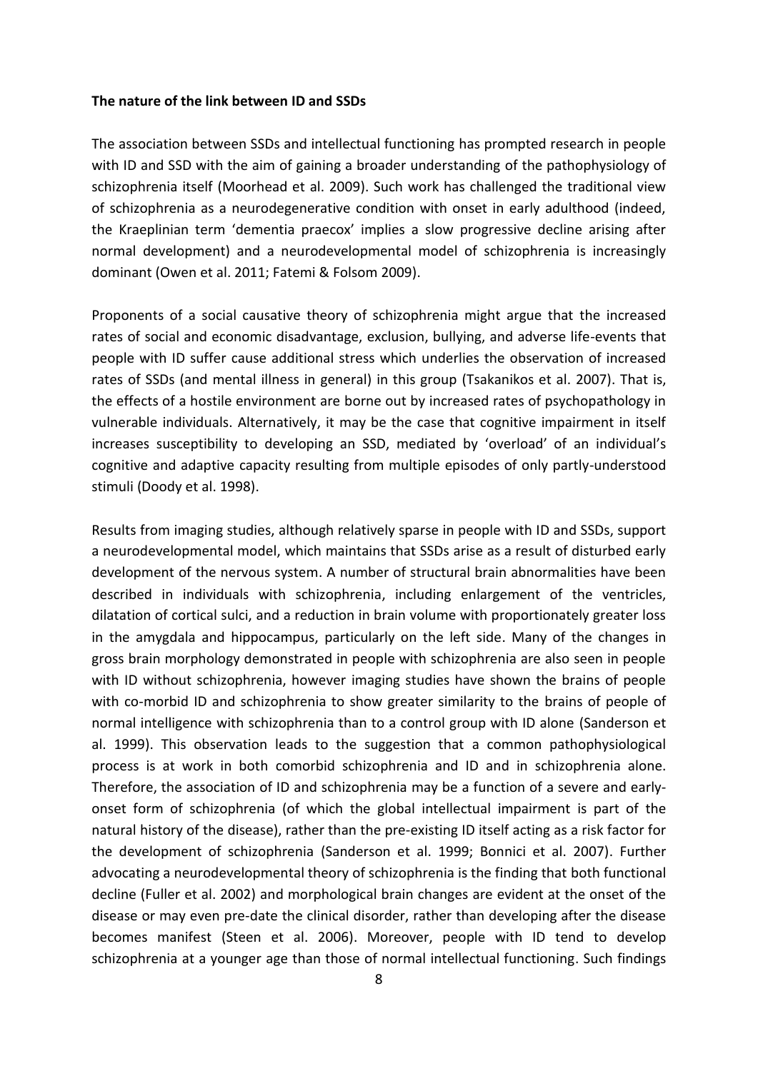**The nature of the link between ID and SSDs**

The association between SSDs and intellectual functioning has prompted research in people with ID and SSD with the aim of gaining a broader understanding of the pathophysiology of schizophrenia itself (Moorhead et al. 2009). Such work has challenged the traditional view of schizophrenia as a neurodegenerative condition with onset in early adulthood (indeed, the Kraeplinian term 'dementia praecox' implies a slow progressive decline arising after normal development) and a neurodevelopmental model of schizophrenia is increasingly dominant (Owen et al. 2011; Fatemi & Folsom 2009).

Proponents of a social causative theory of schizophrenia might argue that the increased rates of social and economic disadvantage, exclusion, bullying, and adverse life-events that people with ID suffer cause additional stress which underlies the observation of increased rates of SSDs (and mental illness in general) in this group (Tsakanikos et al. 2007). That is, the effects of a hostile environment are borne out by increased rates of psychopathology in vulnerable individuals. Alternatively, it may be the case that cognitive impairment in itself increases susceptibility to developing an SSD, mediated by 'overload' of an individual's cognitive and adaptive capacity resulting from multiple episodes of only partly-understood stimuli (Doody et al. 1998).

Results from imaging studies, although relatively sparse in people with ID and SSDs, support a neurodevelopmental model, which maintains that SSDs arise as a result of disturbed early development of the nervous system. A number of structural brain abnormalities have been described in individuals with schizophrenia, including enlargement of the ventricles, dilatation of cortical sulci, and a reduction in brain volume with proportionately greater loss in the amygdala and hippocampus, particularly on the left side. Many of the changes in gross brain morphology demonstrated in people with schizophrenia are also seen in people with ID without schizophrenia, however imaging studies have shown the brains of people with co-morbid ID and schizophrenia to show greater similarity to the brains of people of normal intelligence with schizophrenia than to a control group with ID alone (Sanderson et al. 1999). This observation leads to the suggestion that a common pathophysiological process is at work in both comorbid schizophrenia and ID and in schizophrenia alone. Therefore, the association of ID and schizophrenia may be a function of a severe and early-onset form of schizophrenia (of which the global intellectual impairment is part of the natural history of the disease), rather than the pre-existing ID itself acting as a risk factor for the development of schizophrenia (Sanderson et al. 1999; Bonnici et al. 2007). Further advocating a neurodevelopmental theory of schizophrenia is the finding that both functional decline (Fuller et al. 2002) and morphological brain changes are evident at the onset of the disease or may even pre-date the clinical disorder, rather than developing after the disease becomes manifest (Steen et al. 2006). Moreover, people with ID tend to develop schizophrenia at a younger age than those of normal intellectual functioning. Such findings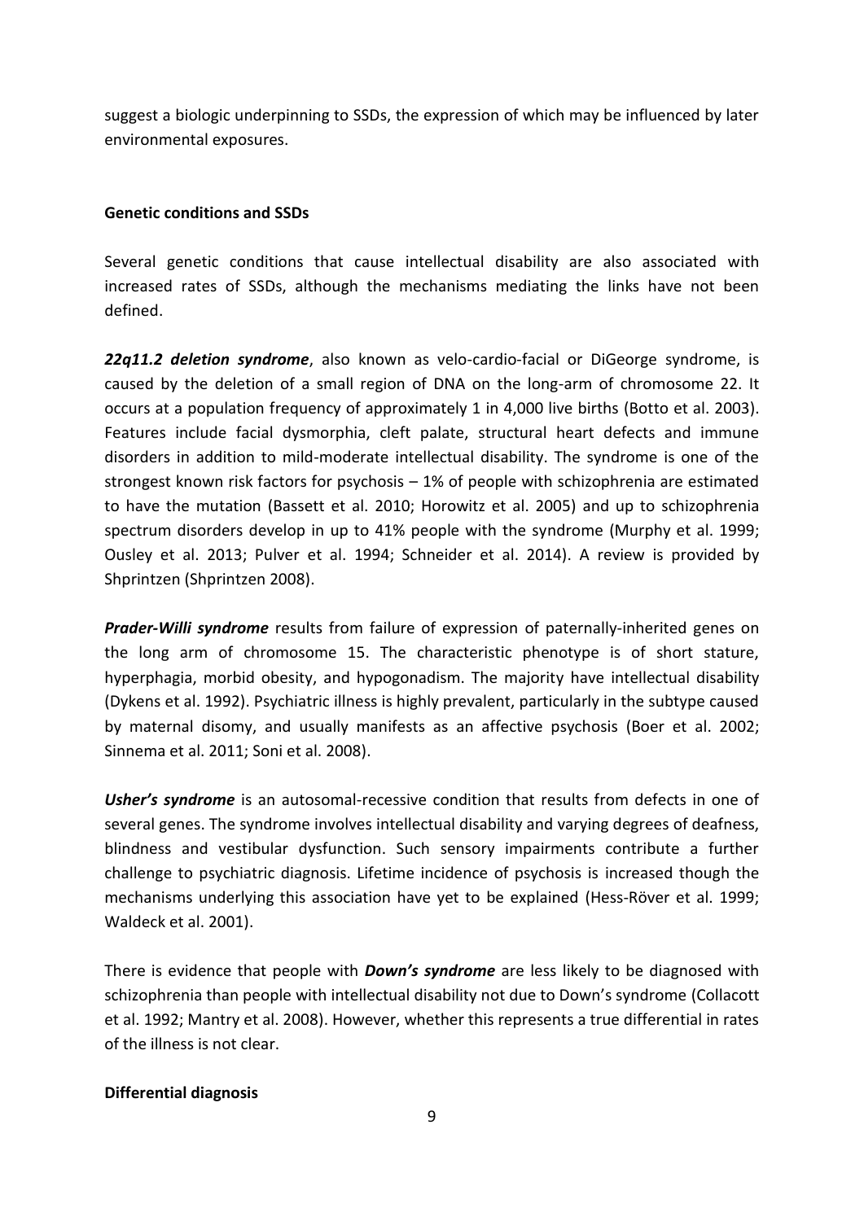suggest a biologic underpinning to SSDs, the expression of which may be influenced by later environmental exposures.

**Genetic conditions and SSDs**

Several genetic conditions that cause intellectual disability are also associated with increased rates of SSDs, although the mechanisms mediating the links have not been defined.

***22q11.2 deletion syndrome***, also known as velo-cardio-facial or DiGeorge syndrome, is caused by the deletion of a small region of DNA on the long-arm of chromosome 22. It occurs at a population frequency of approximately 1 in 4,000 live births (Botto et al. 2003). Features include facial dysmorphia, cleft palate, structural heart defects and immune disorders in addition to mild-moderate intellectual disability. The syndrome is one of the strongest known risk factors for psychosis – 1% of people with schizophrenia are estimated to have the mutation (Bassett et al. 2010; Horowitz et al. 2005) and up to schizophrenia spectrum disorders develop in up to 41% people with the syndrome (Murphy et al. 1999; Ousley et al. 2013; Pulver et al. 1994; Schneider et al. 2014). A review is provided by Shprintzen (Shprintzen 2008).

***Prader-Willi syndrome*** results from failure of expression of paternally-inherited genes on the long arm of chromosome 15. The characteristic phenotype is of short stature, hyperphagia, morbid obesity, and hypogonadism. The majority have intellectual disability (Dykens et al. 1992). Psychiatric illness is highly prevalent, particularly in the subtype caused by maternal disomy, and usually manifests as an affective psychosis (Boer et al. 2002; Sinnema et al. 2011; Soni et al. 2008).

***Usher's syndrome*** is an autosomal-recessive condition that results from defects in one of several genes. The syndrome involves intellectual disability and varying degrees of deafness, blindness and vestibular dysfunction. Such sensory impairments contribute a further challenge to psychiatric diagnosis. Lifetime incidence of psychosis is increased though the mechanisms underlying this association have yet to be explained (Hess-Röver et al. 1999; Waldeck et al. 2001).

There is evidence that people with ***Down's syndrome*** are less likely to be diagnosed with schizophrenia than people with intellectual disability not due to Down's syndrome (Collacott et al. 1992; Mantry et al. 2008). However, whether this represents a true differential in rates of the illness is not clear.

**Differential diagnosis**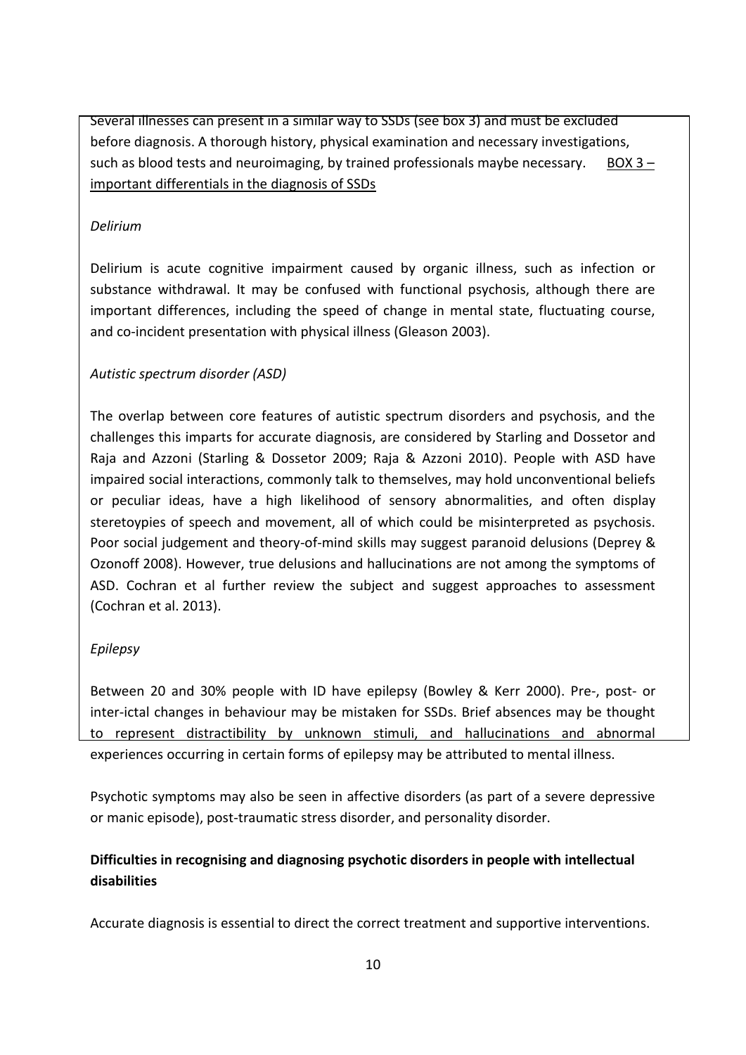Several illnesses can present in a similar way to SSDs (see box 3) and must be excluded before diagnosis. A thorough history, physical examination and necessary investigations, such as blood tests and neuroimaging, by trained professionals maybe necessary. BOX 3 – important differentials in the diagnosis of SSDs

*Delirium*

Delirium is acute cognitive impairment caused by organic illness, such as infection or substance withdrawal. It may be confused with functional psychosis, although there are important differences, including the speed of change in mental state, fluctuating course, and co-incident presentation with physical illness (Gleason 2003).

*Autistic spectrum disorder (ASD)*

The overlap between core features of autistic spectrum disorders and psychosis, and the challenges this imparts for accurate diagnosis, are considered by Starling and Dossetor and Raja and Azzoni (Starling & Dossetor 2009; Raja & Azzoni 2010). People with ASD have impaired social interactions, commonly talk to themselves, may hold unconventional beliefs or peculiar ideas, have a high likelihood of sensory abnormalities, and often display steretoypies of speech and movement, all of which could be misinterpreted as psychosis. Poor social judgement and theory-of-mind skills may suggest paranoid delusions (Deprey & Ozonoff 2008). However, true delusions and hallucinations are not among the symptoms of ASD. Cochran et al further review the subject and suggest approaches to assessment (Cochran et al. 2013).

*Epilepsy*

Between 20 and 30% people with ID have epilepsy (Bowley & Kerr 2000). Pre-, post- or inter-ictal changes in behaviour may be mistaken for SSDs. Brief absences may be thought to represent distractibility by unknown stimuli, and hallucinations and abnormal experiences occurring in certain forms of epilepsy may be attributed to mental illness.

Psychotic symptoms may also be seen in affective disorders (as part of a severe depressive or manic episode), post-traumatic stress disorder, and personality disorder.

**Difficulties in recognising and diagnosing psychotic disorders in people with intellectual disabilities**

Accurate diagnosis is essential to direct the correct treatment and supportive interventions.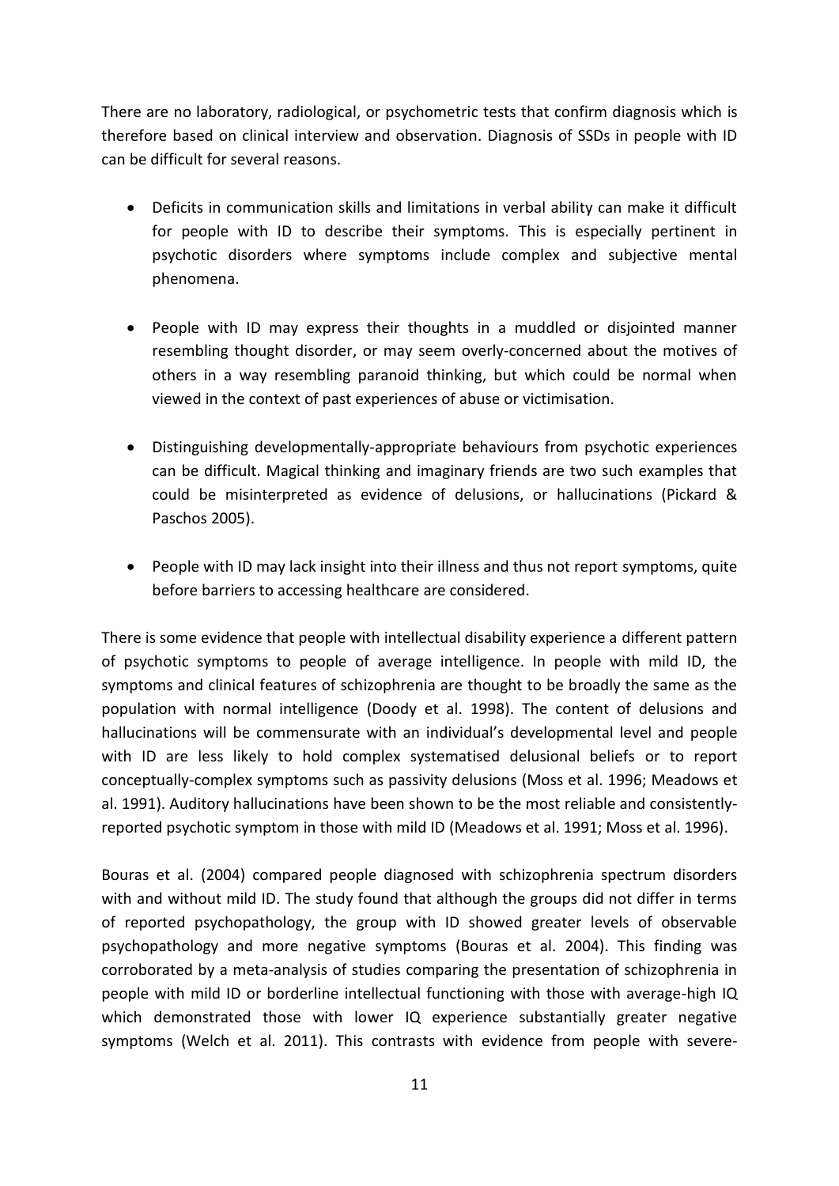There are no laboratory, radiological, or psychometric tests that confirm diagnosis which is therefore based on clinical interview and observation. Diagnosis of SSDs in people with ID can be difficult for several reasons.

- Deficits in communication skills and limitations in verbal ability can make it difficult for people with ID to describe their symptoms. This is especially pertinent in psychotic disorders where symptoms include complex and subjective mental phenomena.

- People with ID may express their thoughts in a muddled or disjointed manner resembling thought disorder, or may seem overly-concerned about the motives of others in a way resembling paranoid thinking, but which could be normal when viewed in the context of past experiences of abuse or victimisation.

- Distinguishing developmentally-appropriate behaviours from psychotic experiences can be difficult. Magical thinking and imaginary friends are two such examples that could be misinterpreted as evidence of delusions, or hallucinations (Pickard & Paschos 2005).

- People with ID may lack insight into their illness and thus not report symptoms, quite before barriers to accessing healthcare are considered.

There is some evidence that people with intellectual disability experience a different pattern of psychotic symptoms to people of average intelligence. In people with mild ID, the symptoms and clinical features of schizophrenia are thought to be broadly the same as the population with normal intelligence (Doody et al. 1998). The content of delusions and hallucinations will be commensurate with an individual's developmental level and people with ID are less likely to hold complex systematised delusional beliefs or to report conceptually-complex symptoms such as passivity delusions (Moss et al. 1996; Meadows et al. 1991). Auditory hallucinations have been shown to be the most reliable and consistently-reported psychotic symptom in those with mild ID (Meadows et al. 1991; Moss et al. 1996).

Bouras et al. (2004) compared people diagnosed with schizophrenia spectrum disorders with and without mild ID. The study found that although the groups did not differ in terms of reported psychopathology, the group with ID showed greater levels of observable psychopathology and more negative symptoms (Bouras et al. 2004). This finding was corroborated by a meta-analysis of studies comparing the presentation of schizophrenia in people with mild ID or borderline intellectual functioning with those with average-high IQ which demonstrated those with lower IQ experience substantially greater negative symptoms (Welch et al. 2011). This contrasts with evidence from people with severe-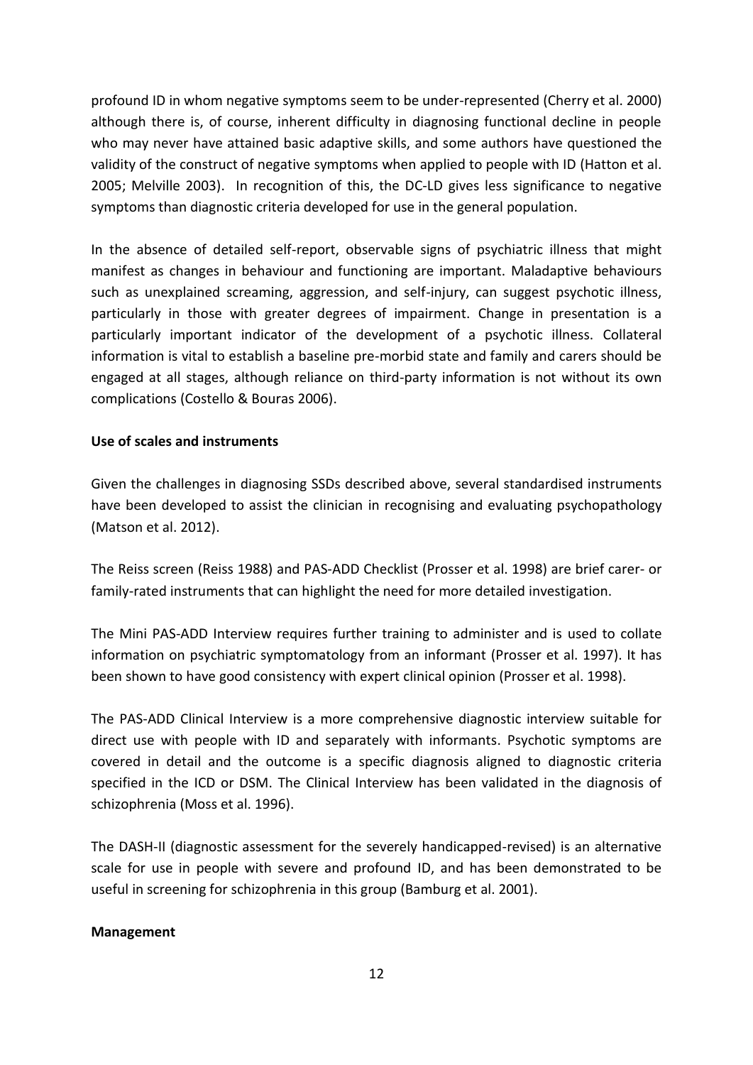profound ID in whom negative symptoms seem to be under-represented (Cherry et al. 2000) although there is, of course, inherent difficulty in diagnosing functional decline in people who may never have attained basic adaptive skills, and some authors have questioned the validity of the construct of negative symptoms when applied to people with ID (Hatton et al. 2005; Melville 2003). In recognition of this, the DC-LD gives less significance to negative symptoms than diagnostic criteria developed for use in the general population.

In the absence of detailed self-report, observable signs of psychiatric illness that might manifest as changes in behaviour and functioning are important. Maladaptive behaviours such as unexplained screaming, aggression, and self-injury, can suggest psychotic illness, particularly in those with greater degrees of impairment. Change in presentation is a particularly important indicator of the development of a psychotic illness. Collateral information is vital to establish a baseline pre-morbid state and family and carers should be engaged at all stages, although reliance on third-party information is not without its own complications (Costello & Bouras 2006).

**Use of scales and instruments**

Given the challenges in diagnosing SSDs described above, several standardised instruments have been developed to assist the clinician in recognising and evaluating psychopathology (Matson et al. 2012).

The Reiss screen (Reiss 1988) and PAS-ADD Checklist (Prosser et al. 1998) are brief carer- or family-rated instruments that can highlight the need for more detailed investigation.

The Mini PAS-ADD Interview requires further training to administer and is used to collate information on psychiatric symptomatology from an informant (Prosser et al. 1997). It has been shown to have good consistency with expert clinical opinion (Prosser et al. 1998).

The PAS-ADD Clinical Interview is a more comprehensive diagnostic interview suitable for direct use with people with ID and separately with informants. Psychotic symptoms are covered in detail and the outcome is a specific diagnosis aligned to diagnostic criteria specified in the ICD or DSM. The Clinical Interview has been validated in the diagnosis of schizophrenia (Moss et al. 1996).

The DASH-II (diagnostic assessment for the severely handicapped-revised) is an alternative scale for use in people with severe and profound ID, and has been demonstrated to be useful in screening for schizophrenia in this group (Bamburg et al. 2001).

**Management**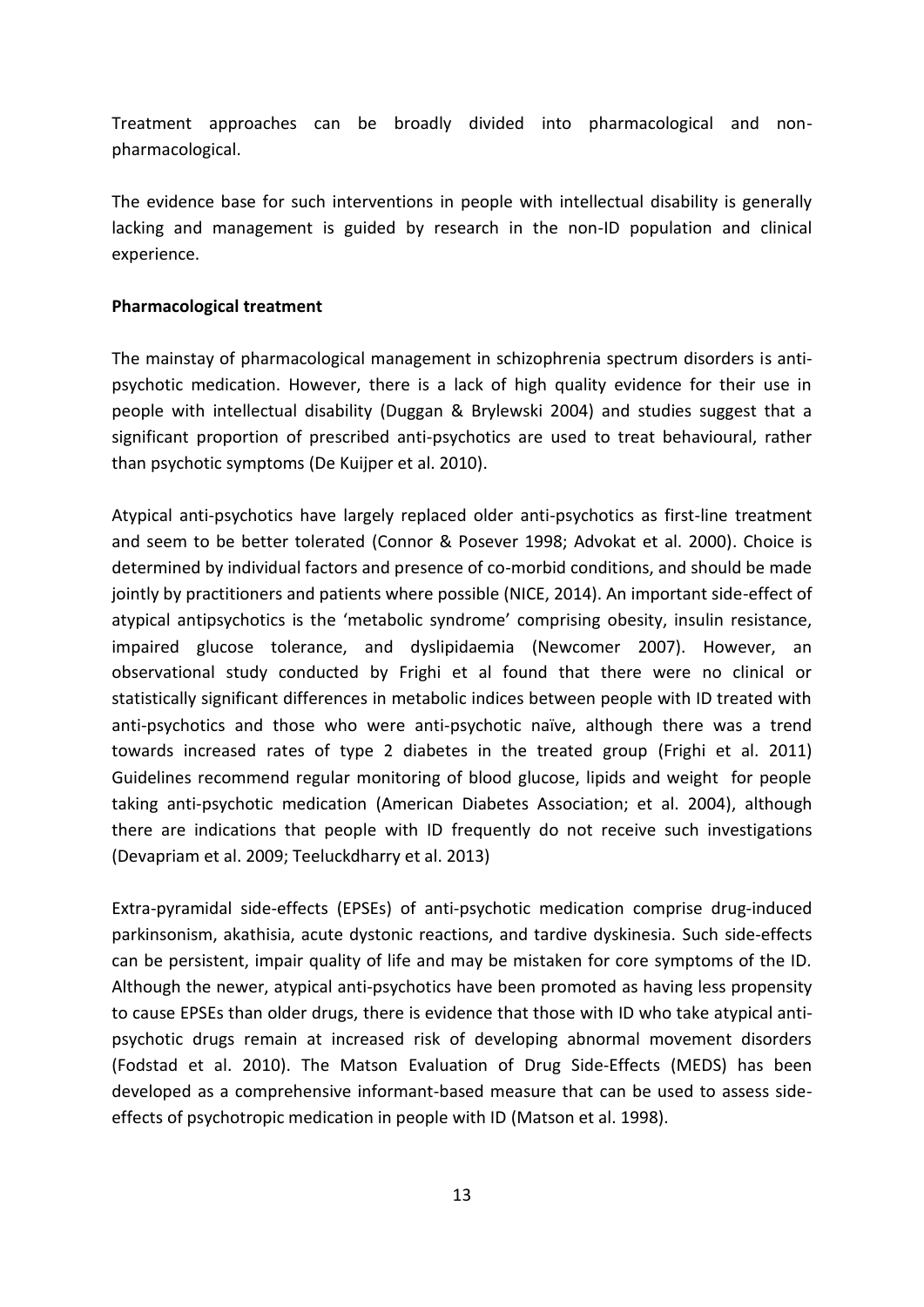Treatment approaches can be broadly divided into pharmacological and non-pharmacological.

The evidence base for such interventions in people with intellectual disability is generally lacking and management is guided by research in the non-ID population and clinical experience.

**Pharmacological treatment**

The mainstay of pharmacological management in schizophrenia spectrum disorders is anti-psychotic medication. However, there is a lack of high quality evidence for their use in people with intellectual disability (Duggan & Brylewski 2004) and studies suggest that a significant proportion of prescribed anti-psychotics are used to treat behavioural, rather than psychotic symptoms (De Kuijper et al. 2010).

Atypical anti-psychotics have largely replaced older anti-psychotics as first-line treatment and seem to be better tolerated (Connor & Posever 1998; Advokat et al. 2000). Choice is determined by individual factors and presence of co-morbid conditions, and should be made jointly by practitioners and patients where possible (NICE, 2014). An important side-effect of atypical antipsychotics is the 'metabolic syndrome' comprising obesity, insulin resistance, impaired glucose tolerance, and dyslipidaemia (Newcomer 2007). However, an observational study conducted by Frighi et al found that there were no clinical or statistically significant differences in metabolic indices between people with ID treated with anti-psychotics and those who were anti-psychotic naïve, although there was a trend towards increased rates of type 2 diabetes in the treated group (Frighi et al. 2011) Guidelines recommend regular monitoring of blood glucose, lipids and weight for people taking anti-psychotic medication (American Diabetes Association; et al. 2004), although there are indications that people with ID frequently do not receive such investigations (Devapriam et al. 2009; Teeluckdharry et al. 2013)

Extra-pyramidal side-effects (EPSEs) of anti-psychotic medication comprise drug-induced parkinsonism, akathisia, acute dystonic reactions, and tardive dyskinesia. Such side-effects can be persistent, impair quality of life and may be mistaken for core symptoms of the ID. Although the newer, atypical anti-psychotics have been promoted as having less propensity to cause EPSEs than older drugs, there is evidence that those with ID who take atypical anti-psychotic drugs remain at increased risk of developing abnormal movement disorders (Fodstad et al. 2010). The Matson Evaluation of Drug Side-Effects (MEDS) has been developed as a comprehensive informant-based measure that can be used to assess side-effects of psychotropic medication in people with ID (Matson et al. 1998).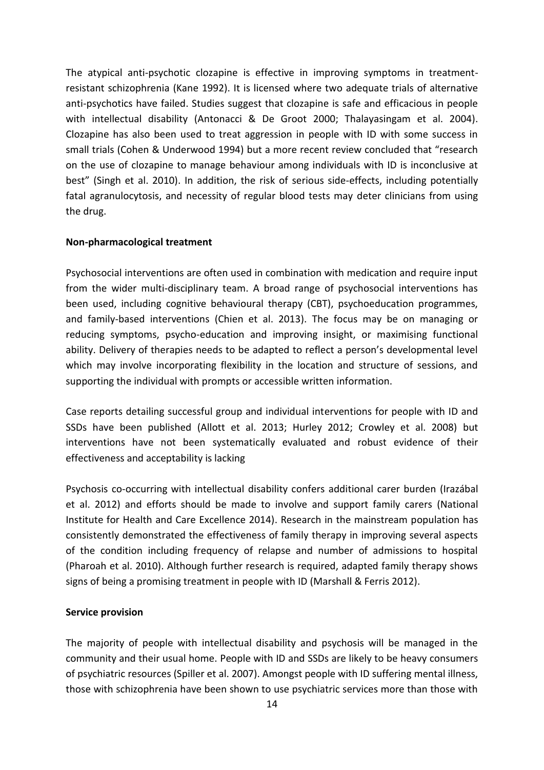The atypical anti-psychotic clozapine is effective in improving symptoms in treatment-resistant schizophrenia (Kane 1992). It is licensed where two adequate trials of alternative anti-psychotics have failed. Studies suggest that clozapine is safe and efficacious in people with intellectual disability (Antonacci & De Groot 2000; Thalayasingam et al. 2004). Clozapine has also been used to treat aggression in people with ID with some success in small trials (Cohen & Underwood 1994) but a more recent review concluded that "research on the use of clozapine to manage behaviour among individuals with ID is inconclusive at best" (Singh et al. 2010). In addition, the risk of serious side-effects, including potentially fatal agranulocytosis, and necessity of regular blood tests may deter clinicians from using the drug.

**Non-pharmacological treatment**

Psychosocial interventions are often used in combination with medication and require input from the wider multi-disciplinary team. A broad range of psychosocial interventions has been used, including cognitive behavioural therapy (CBT), psychoeducation programmes, and family-based interventions (Chien et al. 2013). The focus may be on managing or reducing symptoms, psycho-education and improving insight, or maximising functional ability. Delivery of therapies needs to be adapted to reflect a person's developmental level which may involve incorporating flexibility in the location and structure of sessions, and supporting the individual with prompts or accessible written information.

Case reports detailing successful group and individual interventions for people with ID and SSDs have been published (Allott et al. 2013; Hurley 2012; Crowley et al. 2008) but interventions have not been systematically evaluated and robust evidence of their effectiveness and acceptability is lacking

Psychosis co-occurring with intellectual disability confers additional carer burden (Irazábal et al. 2012) and efforts should be made to involve and support family carers (National Institute for Health and Care Excellence 2014). Research in the mainstream population has consistently demonstrated the effectiveness of family therapy in improving several aspects of the condition including frequency of relapse and number of admissions to hospital (Pharoah et al. 2010). Although further research is required, adapted family therapy shows signs of being a promising treatment in people with ID (Marshall & Ferris 2012).

**Service provision**

The majority of people with intellectual disability and psychosis will be managed in the community and their usual home. People with ID and SSDs are likely to be heavy consumers of psychiatric resources (Spiller et al. 2007). Amongst people with ID suffering mental illness, those with schizophrenia have been shown to use psychiatric services more than those with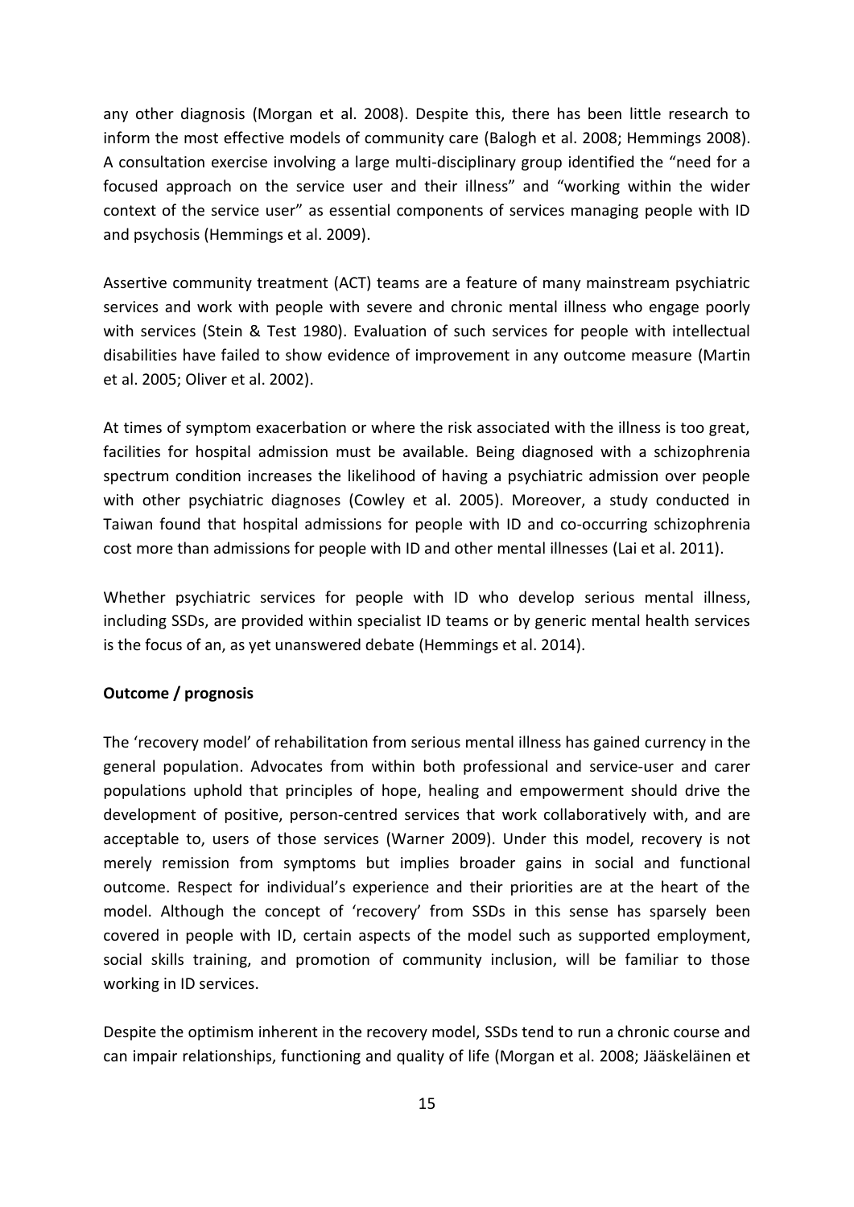any other diagnosis (Morgan et al. 2008). Despite this, there has been little research to inform the most effective models of community care (Balogh et al. 2008; Hemmings 2008). A consultation exercise involving a large multi-disciplinary group identified the "need for a focused approach on the service user and their illness" and "working within the wider context of the service user" as essential components of services managing people with ID and psychosis (Hemmings et al. 2009).

Assertive community treatment (ACT) teams are a feature of many mainstream psychiatric services and work with people with severe and chronic mental illness who engage poorly with services (Stein & Test 1980). Evaluation of such services for people with intellectual disabilities have failed to show evidence of improvement in any outcome measure (Martin et al. 2005; Oliver et al. 2002).

At times of symptom exacerbation or where the risk associated with the illness is too great, facilities for hospital admission must be available. Being diagnosed with a schizophrenia spectrum condition increases the likelihood of having a psychiatric admission over people with other psychiatric diagnoses (Cowley et al. 2005). Moreover, a study conducted in Taiwan found that hospital admissions for people with ID and co-occurring schizophrenia cost more than admissions for people with ID and other mental illnesses (Lai et al. 2011).

Whether psychiatric services for people with ID who develop serious mental illness, including SSDs, are provided within specialist ID teams or by generic mental health services is the focus of an, as yet unanswered debate (Hemmings et al. 2014).

**Outcome / prognosis**

The 'recovery model' of rehabilitation from serious mental illness has gained currency in the general population. Advocates from within both professional and service-user and carer populations uphold that principles of hope, healing and empowerment should drive the development of positive, person-centred services that work collaboratively with, and are acceptable to, users of those services (Warner 2009). Under this model, recovery is not merely remission from symptoms but implies broader gains in social and functional outcome. Respect for individual's experience and their priorities are at the heart of the model. Although the concept of 'recovery' from SSDs in this sense has sparsely been covered in people with ID, certain aspects of the model such as supported employment, social skills training, and promotion of community inclusion, will be familiar to those working in ID services.

Despite the optimism inherent in the recovery model, SSDs tend to run a chronic course and can impair relationships, functioning and quality of life (Morgan et al. 2008; Jääskeläinen et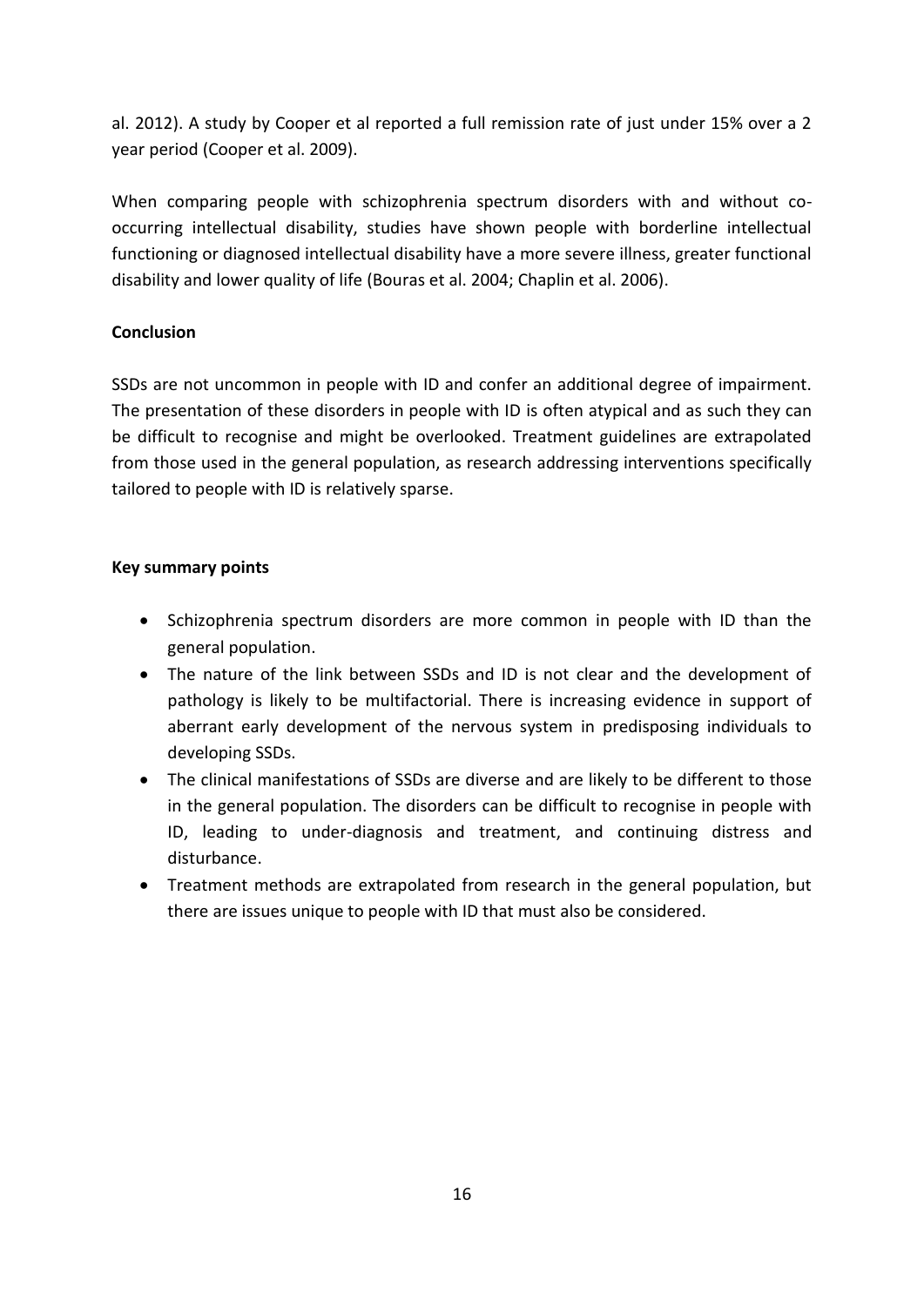al. 2012). A study by Cooper et al reported a full remission rate of just under 15% over a 2 year period (Cooper et al. 2009).

When comparing people with schizophrenia spectrum disorders with and without co-occurring intellectual disability, studies have shown people with borderline intellectual functioning or diagnosed intellectual disability have a more severe illness, greater functional disability and lower quality of life (Bouras et al. 2004; Chaplin et al. 2006).

**Conclusion**

SSDs are not uncommon in people with ID and confer an additional degree of impairment. The presentation of these disorders in people with ID is often atypical and as such they can be difficult to recognise and might be overlooked. Treatment guidelines are extrapolated from those used in the general population, as research addressing interventions specifically tailored to people with ID is relatively sparse.

**Key summary points**

- Schizophrenia spectrum disorders are more common in people with ID than the general population.
- The nature of the link between SSDs and ID is not clear and the development of pathology is likely to be multifactorial. There is increasing evidence in support of aberrant early development of the nervous system in predisposing individuals to developing SSDs.
- The clinical manifestations of SSDs are diverse and are likely to be different to those in the general population. The disorders can be difficult to recognise in people with ID, leading to under-diagnosis and treatment, and continuing distress and disturbance.
- Treatment methods are extrapolated from research in the general population, but there are issues unique to people with ID that must also be considered.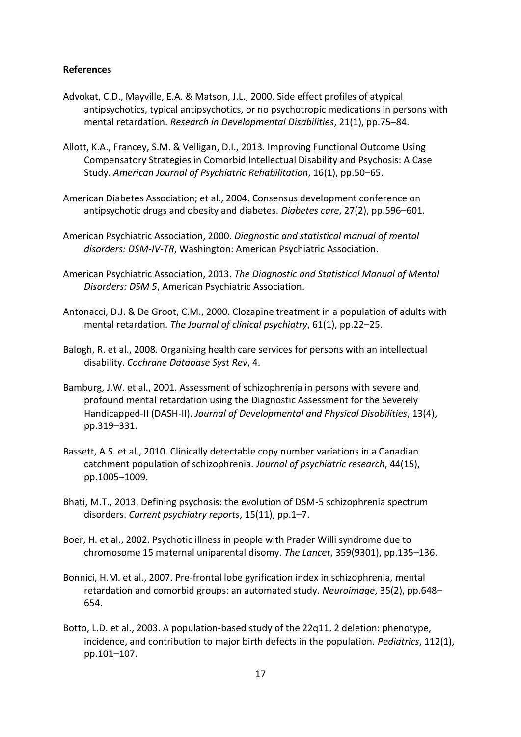**References**

Advokat, C.D., Mayville, E.A. & Matson, J.L., 2000. Side effect profiles of atypical antipsychotics, typical antipsychotics, or no psychotropic medications in persons with mental retardation. *Research in Developmental Disabilities*, 21(1), pp.75–84.

Allott, K.A., Francey, S.M. & Velligan, D.I., 2013. Improving Functional Outcome Using Compensatory Strategies in Comorbid Intellectual Disability and Psychosis: A Case Study. *American Journal of Psychiatric Rehabilitation*, 16(1), pp.50–65.

American Diabetes Association; et al., 2004. Consensus development conference on antipsychotic drugs and obesity and diabetes. *Diabetes care*, 27(2), pp.596–601.

American Psychiatric Association, 2000. *Diagnostic and statistical manual of mental disorders: DSM-IV-TR*, Washington: American Psychiatric Association.

American Psychiatric Association, 2013. *The Diagnostic and Statistical Manual of Mental Disorders: DSM 5*, American Psychiatric Association.

Antonacci, D.J. & De Groot, C.M., 2000. Clozapine treatment in a population of adults with mental retardation. *The Journal of clinical psychiatry*, 61(1), pp.22–25.

Balogh, R. et al., 2008. Organising health care services for persons with an intellectual disability. *Cochrane Database Syst Rev*, 4.

Bamburg, J.W. et al., 2001. Assessment of schizophrenia in persons with severe and profound mental retardation using the Diagnostic Assessment for the Severely Handicapped-II (DASH-II). *Journal of Developmental and Physical Disabilities*, 13(4), pp.319–331.

Bassett, A.S. et al., 2010. Clinically detectable copy number variations in a Canadian catchment population of schizophrenia. *Journal of psychiatric research*, 44(15), pp.1005–1009.

Bhati, M.T., 2013. Defining psychosis: the evolution of DSM-5 schizophrenia spectrum disorders. *Current psychiatry reports*, 15(11), pp.1–7.

Boer, H. et al., 2002. Psychotic illness in people with Prader Willi syndrome due to chromosome 15 maternal uniparental disomy. *The Lancet*, 359(9301), pp.135–136.

Bonnici, H.M. et al., 2007. Pre-frontal lobe gyrification index in schizophrenia, mental retardation and comorbid groups: an automated study. *Neuroimage*, 35(2), pp.648–654.

Botto, L.D. et al., 2003. A population-based study of the 22q11. 2 deletion: phenotype, incidence, and contribution to major birth defects in the population. *Pediatrics*, 112(1), pp.101–107.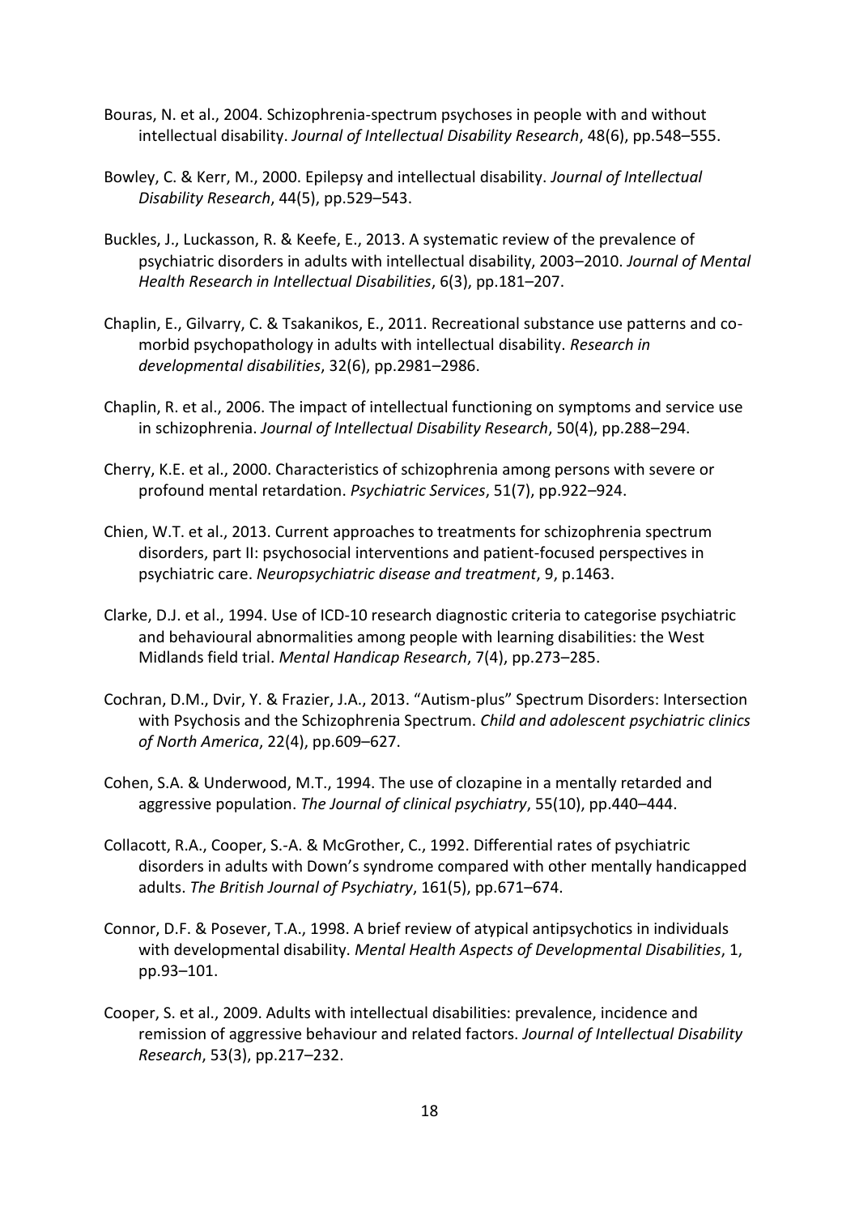Bouras, N. et al., 2004. Schizophrenia-spectrum psychoses in people with and without intellectual disability. *Journal of Intellectual Disability Research*, 48(6), pp.548–555.

Bowley, C. & Kerr, M., 2000. Epilepsy and intellectual disability. *Journal of Intellectual Disability Research*, 44(5), pp.529–543.

Buckles, J., Luckasson, R. & Keefe, E., 2013. A systematic review of the prevalence of psychiatric disorders in adults with intellectual disability, 2003–2010. *Journal of Mental Health Research in Intellectual Disabilities*, 6(3), pp.181–207.

Chaplin, E., Gilvarry, C. & Tsakanikos, E., 2011. Recreational substance use patterns and co-morbid psychopathology in adults with intellectual disability. *Research in developmental disabilities*, 32(6), pp.2981–2986.

Chaplin, R. et al., 2006. The impact of intellectual functioning on symptoms and service use in schizophrenia. *Journal of Intellectual Disability Research*, 50(4), pp.288–294.

Cherry, K.E. et al., 2000. Characteristics of schizophrenia among persons with severe or profound mental retardation. *Psychiatric Services*, 51(7), pp.922–924.

Chien, W.T. et al., 2013. Current approaches to treatments for schizophrenia spectrum disorders, part II: psychosocial interventions and patient-focused perspectives in psychiatric care. *Neuropsychiatric disease and treatment*, 9, p.1463.

Clarke, D.J. et al., 1994. Use of ICD-10 research diagnostic criteria to categorise psychiatric and behavioural abnormalities among people with learning disabilities: the West Midlands field trial. *Mental Handicap Research*, 7(4), pp.273–285.

Cochran, D.M., Dvir, Y. & Frazier, J.A., 2013. "Autism-plus" Spectrum Disorders: Intersection with Psychosis and the Schizophrenia Spectrum. *Child and adolescent psychiatric clinics of North America*, 22(4), pp.609–627.

Cohen, S.A. & Underwood, M.T., 1994. The use of clozapine in a mentally retarded and aggressive population. *The Journal of clinical psychiatry*, 55(10), pp.440–444.

Collacott, R.A., Cooper, S.-A. & McGrother, C., 1992. Differential rates of psychiatric disorders in adults with Down's syndrome compared with other mentally handicapped adults. *The British Journal of Psychiatry*, 161(5), pp.671–674.

Connor, D.F. & Posever, T.A., 1998. A brief review of atypical antipsychotics in individuals with developmental disability. *Mental Health Aspects of Developmental Disabilities*, 1, pp.93–101.

Cooper, S. et al., 2009. Adults with intellectual disabilities: prevalence, incidence and remission of aggressive behaviour and related factors. *Journal of Intellectual Disability Research*, 53(3), pp.217–232.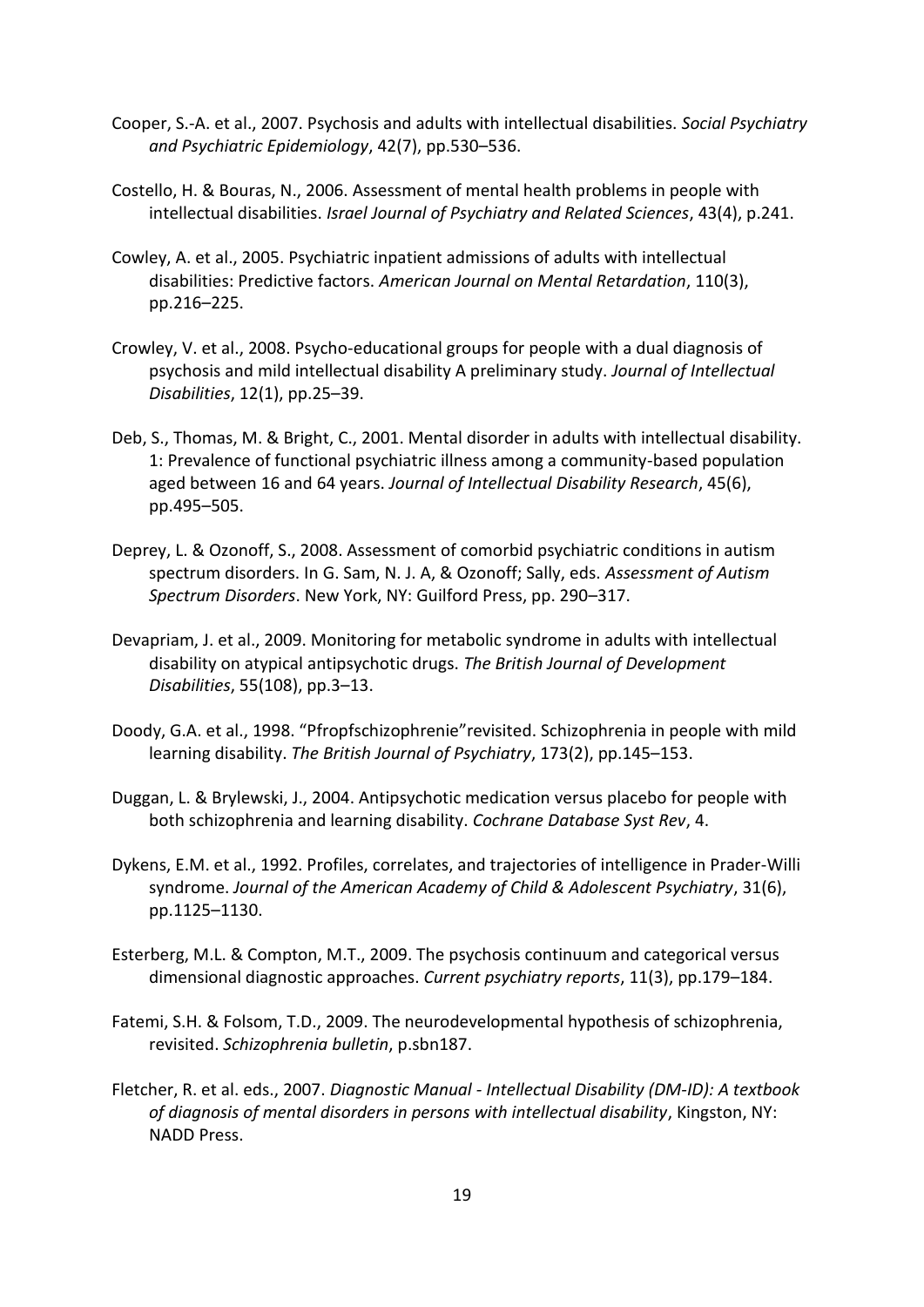Cooper, S.-A. et al., 2007. Psychosis and adults with intellectual disabilities. *Social Psychiatry and Psychiatric Epidemiology*, 42(7), pp.530–536.

Costello, H. & Bouras, N., 2006. Assessment of mental health problems in people with intellectual disabilities. *Israel Journal of Psychiatry and Related Sciences*, 43(4), p.241.

Cowley, A. et al., 2005. Psychiatric inpatient admissions of adults with intellectual disabilities: Predictive factors. *American Journal on Mental Retardation*, 110(3), pp.216–225.

Crowley, V. et al., 2008. Psycho-educational groups for people with a dual diagnosis of psychosis and mild intellectual disability A preliminary study. *Journal of Intellectual Disabilities*, 12(1), pp.25–39.

Deb, S., Thomas, M. & Bright, C., 2001. Mental disorder in adults with intellectual disability. 1: Prevalence of functional psychiatric illness among a community-based population aged between 16 and 64 years. *Journal of Intellectual Disability Research*, 45(6), pp.495–505.

Deprey, L. & Ozonoff, S., 2008. Assessment of comorbid psychiatric conditions in autism spectrum disorders. In G. Sam, N. J. A, & Ozonoff; Sally, eds. *Assessment of Autism Spectrum Disorders*. New York, NY: Guilford Press, pp. 290–317.

Devapriam, J. et al., 2009. Monitoring for metabolic syndrome in adults with intellectual disability on atypical antipsychotic drugs. *The British Journal of Development Disabilities*, 55(108), pp.3–13.

Doody, G.A. et al., 1998. "Pfropfschizophrenie"revisited. Schizophrenia in people with mild learning disability. *The British Journal of Psychiatry*, 173(2), pp.145–153.

Duggan, L. & Brylewski, J., 2004. Antipsychotic medication versus placebo for people with both schizophrenia and learning disability. *Cochrane Database Syst Rev*, 4.

Dykens, E.M. et al., 1992. Profiles, correlates, and trajectories of intelligence in Prader-Willi syndrome. *Journal of the American Academy of Child & Adolescent Psychiatry*, 31(6), pp.1125–1130.

Esterberg, M.L. & Compton, M.T., 2009. The psychosis continuum and categorical versus dimensional diagnostic approaches. *Current psychiatry reports*, 11(3), pp.179–184.

Fatemi, S.H. & Folsom, T.D., 2009. The neurodevelopmental hypothesis of schizophrenia, revisited. *Schizophrenia bulletin*, p.sbn187.

Fletcher, R. et al. eds., 2007. *Diagnostic Manual - Intellectual Disability (DM-ID): A textbook of diagnosis of mental disorders in persons with intellectual disability*, Kingston, NY: NADD Press.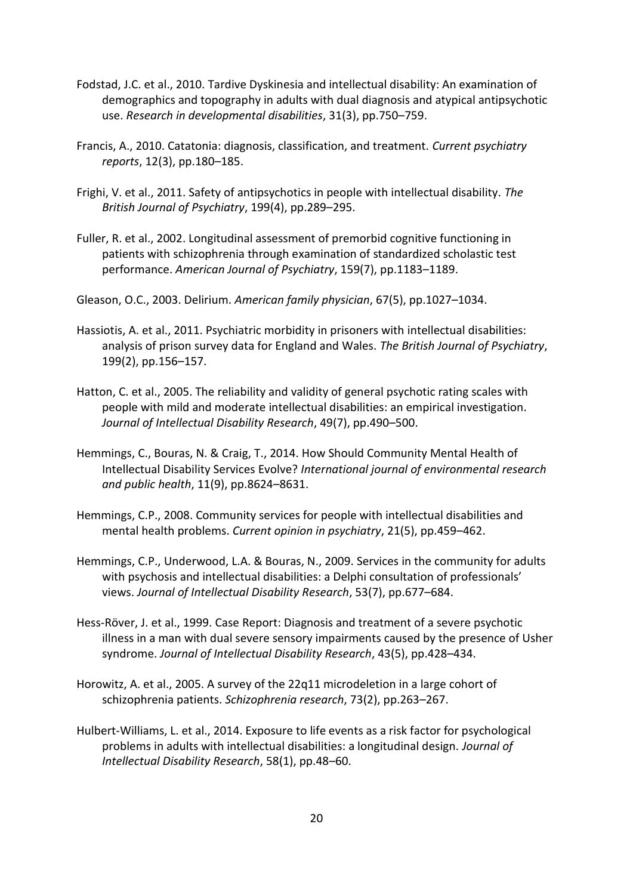Fodstad, J.C. et al., 2010. Tardive Dyskinesia and intellectual disability: An examination of demographics and topography in adults with dual diagnosis and atypical antipsychotic use. *Research in developmental disabilities*, 31(3), pp.750–759.

Francis, A., 2010. Catatonia: diagnosis, classification, and treatment. *Current psychiatry reports*, 12(3), pp.180–185.

Frighi, V. et al., 2011. Safety of antipsychotics in people with intellectual disability. *The British Journal of Psychiatry*, 199(4), pp.289–295.

Fuller, R. et al., 2002. Longitudinal assessment of premorbid cognitive functioning in patients with schizophrenia through examination of standardized scholastic test performance. *American Journal of Psychiatry*, 159(7), pp.1183–1189.

Gleason, O.C., 2003. Delirium. *American family physician*, 67(5), pp.1027–1034.

Hassiotis, A. et al., 2011. Psychiatric morbidity in prisoners with intellectual disabilities: analysis of prison survey data for England and Wales. *The British Journal of Psychiatry*, 199(2), pp.156–157.

Hatton, C. et al., 2005. The reliability and validity of general psychotic rating scales with people with mild and moderate intellectual disabilities: an empirical investigation. *Journal of Intellectual Disability Research*, 49(7), pp.490–500.

Hemmings, C., Bouras, N. & Craig, T., 2014. How Should Community Mental Health of Intellectual Disability Services Evolve? *International journal of environmental research and public health*, 11(9), pp.8624–8631.

Hemmings, C.P., 2008. Community services for people with intellectual disabilities and mental health problems. *Current opinion in psychiatry*, 21(5), pp.459–462.

Hemmings, C.P., Underwood, L.A. & Bouras, N., 2009. Services in the community for adults with psychosis and intellectual disabilities: a Delphi consultation of professionals' views. *Journal of Intellectual Disability Research*, 53(7), pp.677–684.

Hess-Röver, J. et al., 1999. Case Report: Diagnosis and treatment of a severe psychotic illness in a man with dual severe sensory impairments caused by the presence of Usher syndrome. *Journal of Intellectual Disability Research*, 43(5), pp.428–434.

Horowitz, A. et al., 2005. A survey of the 22q11 microdeletion in a large cohort of schizophrenia patients. *Schizophrenia research*, 73(2), pp.263–267.

Hulbert-Williams, L. et al., 2014. Exposure to life events as a risk factor for psychological problems in adults with intellectual disabilities: a longitudinal design. *Journal of Intellectual Disability Research*, 58(1), pp.48–60.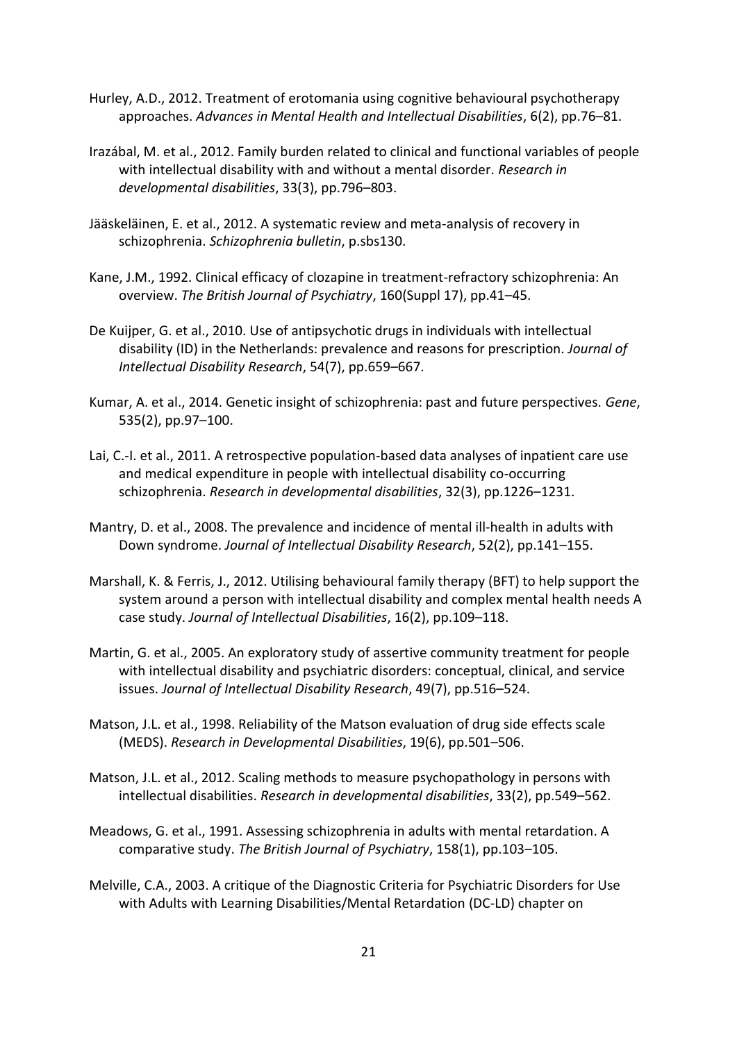Hurley, A.D., 2012. Treatment of erotomania using cognitive behavioural psychotherapy approaches. *Advances in Mental Health and Intellectual Disabilities*, 6(2), pp.76–81.

Irazábal, M. et al., 2012. Family burden related to clinical and functional variables of people with intellectual disability with and without a mental disorder. *Research in developmental disabilities*, 33(3), pp.796–803.

Jääskeläinen, E. et al., 2012. A systematic review and meta-analysis of recovery in schizophrenia. *Schizophrenia bulletin*, p.sbs130.

Kane, J.M., 1992. Clinical efficacy of clozapine in treatment-refractory schizophrenia: An overview. *The British Journal of Psychiatry*, 160(Suppl 17), pp.41–45.

De Kuijper, G. et al., 2010. Use of antipsychotic drugs in individuals with intellectual disability (ID) in the Netherlands: prevalence and reasons for prescription. *Journal of Intellectual Disability Research*, 54(7), pp.659–667.

Kumar, A. et al., 2014. Genetic insight of schizophrenia: past and future perspectives. *Gene*, 535(2), pp.97–100.

Lai, C.-I. et al., 2011. A retrospective population-based data analyses of inpatient care use and medical expenditure in people with intellectual disability co-occurring schizophrenia. *Research in developmental disabilities*, 32(3), pp.1226–1231.

Mantry, D. et al., 2008. The prevalence and incidence of mental ill-health in adults with Down syndrome. *Journal of Intellectual Disability Research*, 52(2), pp.141–155.

Marshall, K. & Ferris, J., 2012. Utilising behavioural family therapy (BFT) to help support the system around a person with intellectual disability and complex mental health needs A case study. *Journal of Intellectual Disabilities*, 16(2), pp.109–118.

Martin, G. et al., 2005. An exploratory study of assertive community treatment for people with intellectual disability and psychiatric disorders: conceptual, clinical, and service issues. *Journal of Intellectual Disability Research*, 49(7), pp.516–524.

Matson, J.L. et al., 1998. Reliability of the Matson evaluation of drug side effects scale (MEDS). *Research in Developmental Disabilities*, 19(6), pp.501–506.

Matson, J.L. et al., 2012. Scaling methods to measure psychopathology in persons with intellectual disabilities. *Research in developmental disabilities*, 33(2), pp.549–562.

Meadows, G. et al., 1991. Assessing schizophrenia in adults with mental retardation. A comparative study. *The British Journal of Psychiatry*, 158(1), pp.103–105.

Melville, C.A., 2003. A critique of the Diagnostic Criteria for Psychiatric Disorders for Use with Adults with Learning Disabilities/Mental Retardation (DC-LD) chapter on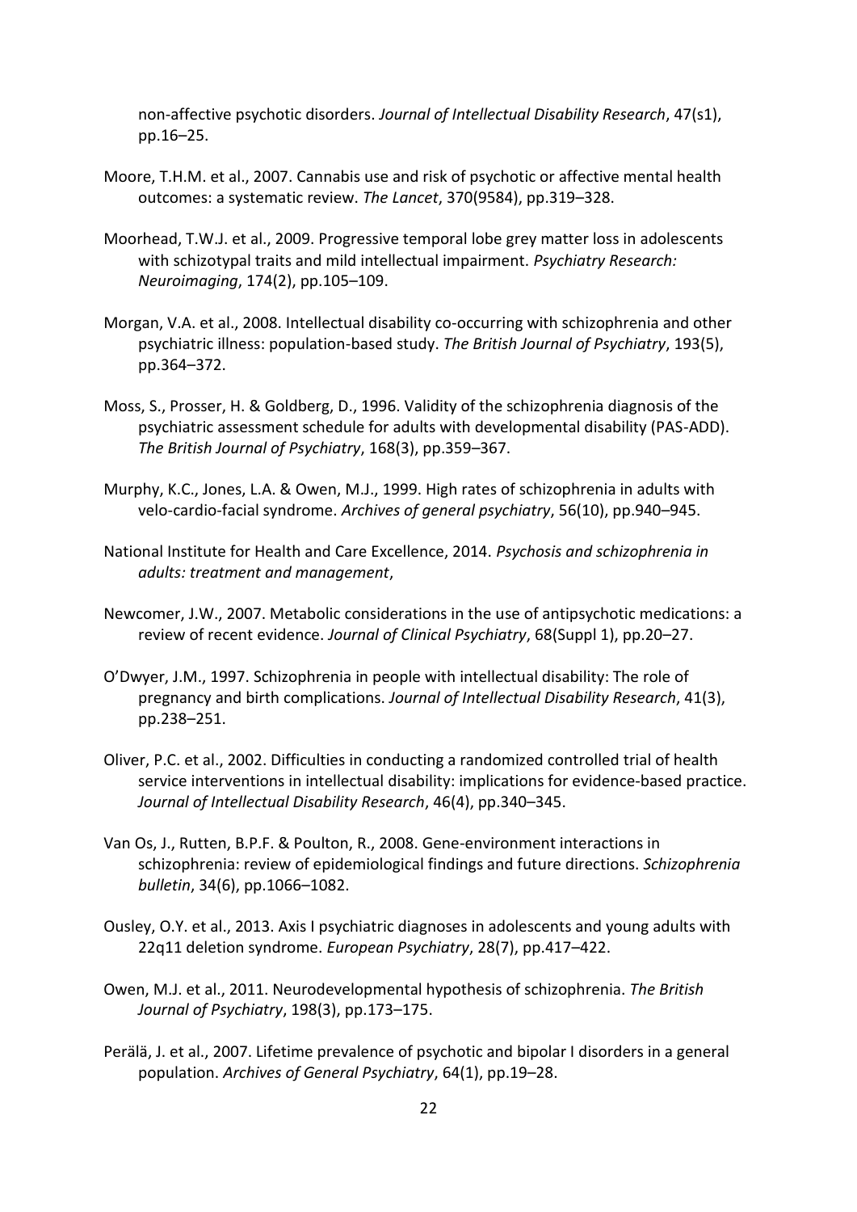non-affective psychotic disorders. *Journal of Intellectual Disability Research*, 47(s1), pp.16–25.

Moore, T.H.M. et al., 2007. Cannabis use and risk of psychotic or affective mental health outcomes: a systematic review. *The Lancet*, 370(9584), pp.319–328.

Moorhead, T.W.J. et al., 2009. Progressive temporal lobe grey matter loss in adolescents with schizotypal traits and mild intellectual impairment. *Psychiatry Research: Neuroimaging*, 174(2), pp.105–109.

Morgan, V.A. et al., 2008. Intellectual disability co-occurring with schizophrenia and other psychiatric illness: population-based study. *The British Journal of Psychiatry*, 193(5), pp.364–372.

Moss, S., Prosser, H. & Goldberg, D., 1996. Validity of the schizophrenia diagnosis of the psychiatric assessment schedule for adults with developmental disability (PAS-ADD). *The British Journal of Psychiatry*, 168(3), pp.359–367.

Murphy, K.C., Jones, L.A. & Owen, M.J., 1999. High rates of schizophrenia in adults with velo-cardio-facial syndrome. *Archives of general psychiatry*, 56(10), pp.940–945.

National Institute for Health and Care Excellence, 2014. *Psychosis and schizophrenia in adults: treatment and management*,

Newcomer, J.W., 2007. Metabolic considerations in the use of antipsychotic medications: a review of recent evidence. *Journal of Clinical Psychiatry*, 68(Suppl 1), pp.20–27.

O'Dwyer, J.M., 1997. Schizophrenia in people with intellectual disability: The role of pregnancy and birth complications. *Journal of Intellectual Disability Research*, 41(3), pp.238–251.

Oliver, P.C. et al., 2002. Difficulties in conducting a randomized controlled trial of health service interventions in intellectual disability: implications for evidence-based practice. *Journal of Intellectual Disability Research*, 46(4), pp.340–345.

Van Os, J., Rutten, B.P.F. & Poulton, R., 2008. Gene-environment interactions in schizophrenia: review of epidemiological findings and future directions. *Schizophrenia bulletin*, 34(6), pp.1066–1082.

Ousley, O.Y. et al., 2013. Axis I psychiatric diagnoses in adolescents and young adults with 22q11 deletion syndrome. *European Psychiatry*, 28(7), pp.417–422.

Owen, M.J. et al., 2011. Neurodevelopmental hypothesis of schizophrenia. *The British Journal of Psychiatry*, 198(3), pp.173–175.

Perälä, J. et al., 2007. Lifetime prevalence of psychotic and bipolar I disorders in a general population. *Archives of General Psychiatry*, 64(1), pp.19–28.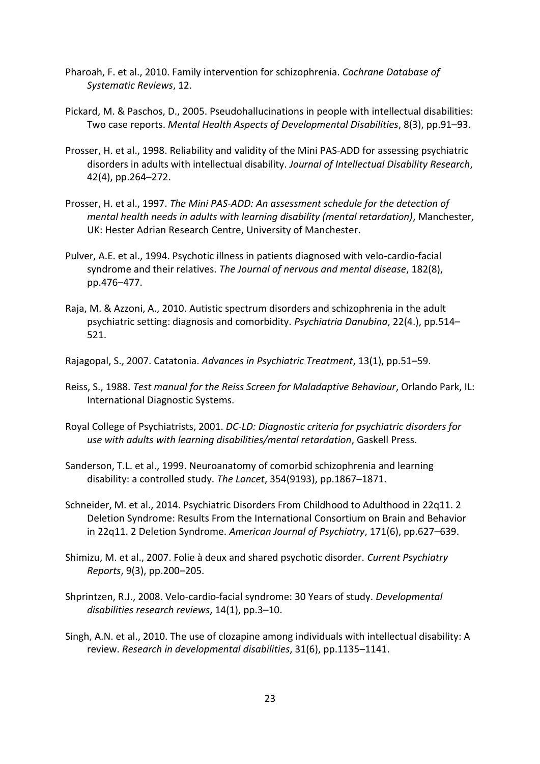Pharoah, F. et al., 2010. Family intervention for schizophrenia. *Cochrane Database of Systematic Reviews*, 12.

Pickard, M. & Paschos, D., 2005. Pseudohallucinations in people with intellectual disabilities: Two case reports. *Mental Health Aspects of Developmental Disabilities*, 8(3), pp.91–93.

Prosser, H. et al., 1998. Reliability and validity of the Mini PAS-ADD for assessing psychiatric disorders in adults with intellectual disability. *Journal of Intellectual Disability Research*, 42(4), pp.264–272.

Prosser, H. et al., 1997. *The Mini PAS-ADD: An assessment schedule for the detection of mental health needs in adults with learning disability (mental retardation)*, Manchester, UK: Hester Adrian Research Centre, University of Manchester.

Pulver, A.E. et al., 1994. Psychotic illness in patients diagnosed with velo-cardio-facial syndrome and their relatives. *The Journal of nervous and mental disease*, 182(8), pp.476–477.

Raja, M. & Azzoni, A., 2010. Autistic spectrum disorders and schizophrenia in the adult psychiatric setting: diagnosis and comorbidity. *Psychiatria Danubina*, 22(4.), pp.514–521.

Rajagopal, S., 2007. Catatonia. *Advances in Psychiatric Treatment*, 13(1), pp.51–59.

Reiss, S., 1988. *Test manual for the Reiss Screen for Maladaptive Behaviour*, Orlando Park, IL: International Diagnostic Systems.

Royal College of Psychiatrists, 2001. *DC-LD: Diagnostic criteria for psychiatric disorders for use with adults with learning disabilities/mental retardation*, Gaskell Press.

Sanderson, T.L. et al., 1999. Neuroanatomy of comorbid schizophrenia and learning disability: a controlled study. *The Lancet*, 354(9193), pp.1867–1871.

Schneider, M. et al., 2014. Psychiatric Disorders From Childhood to Adulthood in 22q11. 2 Deletion Syndrome: Results From the International Consortium on Brain and Behavior in 22q11. 2 Deletion Syndrome. *American Journal of Psychiatry*, 171(6), pp.627–639.

Shimizu, M. et al., 2007. Folie à deux and shared psychotic disorder. *Current Psychiatry Reports*, 9(3), pp.200–205.

Shprintzen, R.J., 2008. Velo-cardio-facial syndrome: 30 Years of study. *Developmental disabilities research reviews*, 14(1), pp.3–10.

Singh, A.N. et al., 2010. The use of clozapine among individuals with intellectual disability: A review. *Research in developmental disabilities*, 31(6), pp.1135–1141.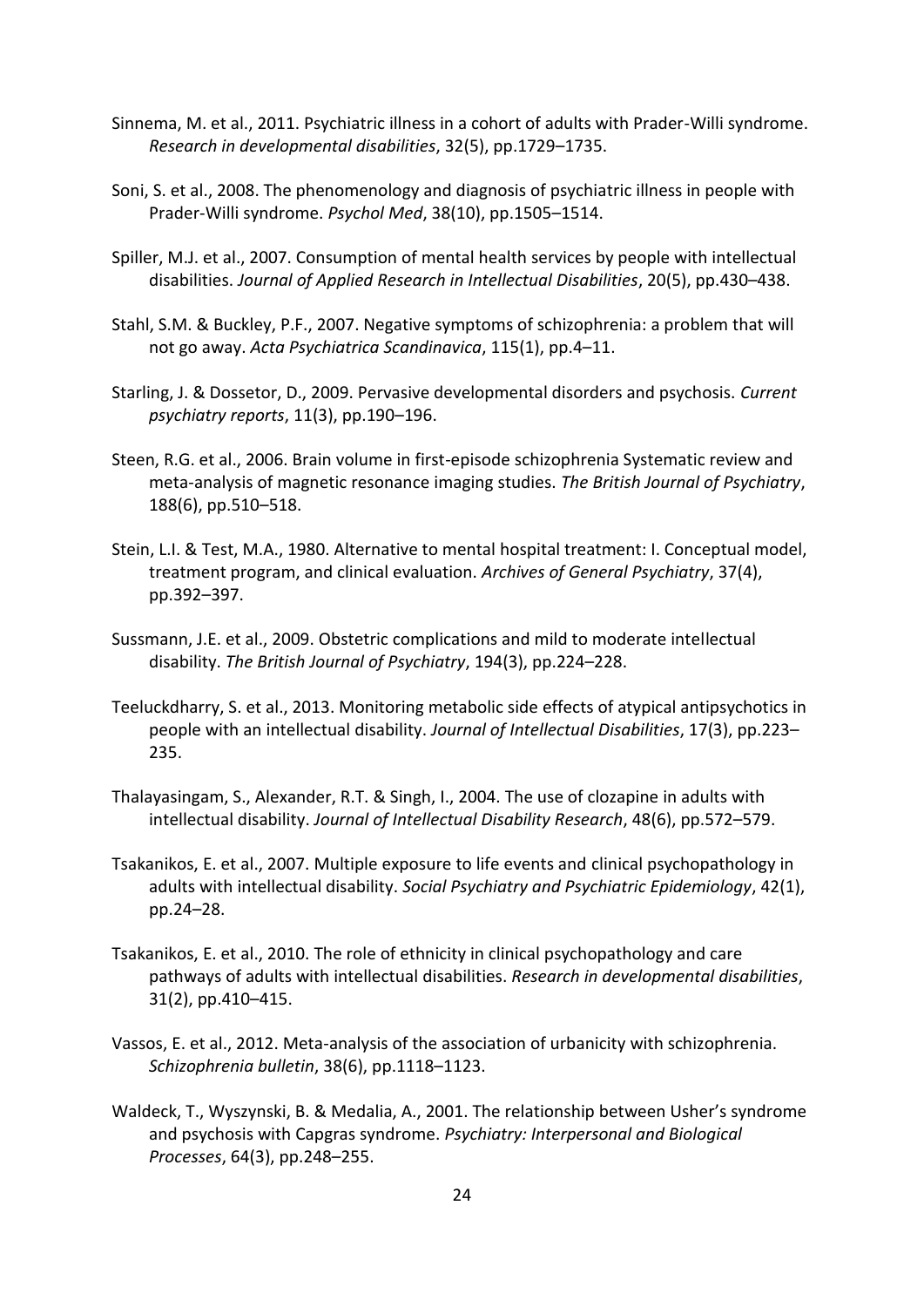Sinnema, M. et al., 2011. Psychiatric illness in a cohort of adults with Prader-Willi syndrome. *Research in developmental disabilities*, 32(5), pp.1729–1735.

Soni, S. et al., 2008. The phenomenology and diagnosis of psychiatric illness in people with Prader-Willi syndrome. *Psychol Med*, 38(10), pp.1505–1514.

Spiller, M.J. et al., 2007. Consumption of mental health services by people with intellectual disabilities. *Journal of Applied Research in Intellectual Disabilities*, 20(5), pp.430–438.

Stahl, S.M. & Buckley, P.F., 2007. Negative symptoms of schizophrenia: a problem that will not go away. *Acta Psychiatrica Scandinavica*, 115(1), pp.4–11.

Starling, J. & Dossetor, D., 2009. Pervasive developmental disorders and psychosis. *Current psychiatry reports*, 11(3), pp.190–196.

Steen, R.G. et al., 2006. Brain volume in first-episode schizophrenia Systematic review and meta-analysis of magnetic resonance imaging studies. *The British Journal of Psychiatry*, 188(6), pp.510–518.

Stein, L.I. & Test, M.A., 1980. Alternative to mental hospital treatment: I. Conceptual model, treatment program, and clinical evaluation. *Archives of General Psychiatry*, 37(4), pp.392–397.

Sussmann, J.E. et al., 2009. Obstetric complications and mild to moderate intellectual disability. *The British Journal of Psychiatry*, 194(3), pp.224–228.

Teeluckdharry, S. et al., 2013. Monitoring metabolic side effects of atypical antipsychotics in people with an intellectual disability. *Journal of Intellectual Disabilities*, 17(3), pp.223–235.

Thalayasingam, S., Alexander, R.T. & Singh, I., 2004. The use of clozapine in adults with intellectual disability. *Journal of Intellectual Disability Research*, 48(6), pp.572–579.

Tsakanikos, E. et al., 2007. Multiple exposure to life events and clinical psychopathology in adults with intellectual disability. *Social Psychiatry and Psychiatric Epidemiology*, 42(1), pp.24–28.

Tsakanikos, E. et al., 2010. The role of ethnicity in clinical psychopathology and care pathways of adults with intellectual disabilities. *Research in developmental disabilities*, 31(2), pp.410–415.

Vassos, E. et al., 2012. Meta-analysis of the association of urbanicity with schizophrenia. *Schizophrenia bulletin*, 38(6), pp.1118–1123.

Waldeck, T., Wyszynski, B. & Medalia, A., 2001. The relationship between Usher's syndrome and psychosis with Capgras syndrome. *Psychiatry: Interpersonal and Biological Processes*, 64(3), pp.248–255.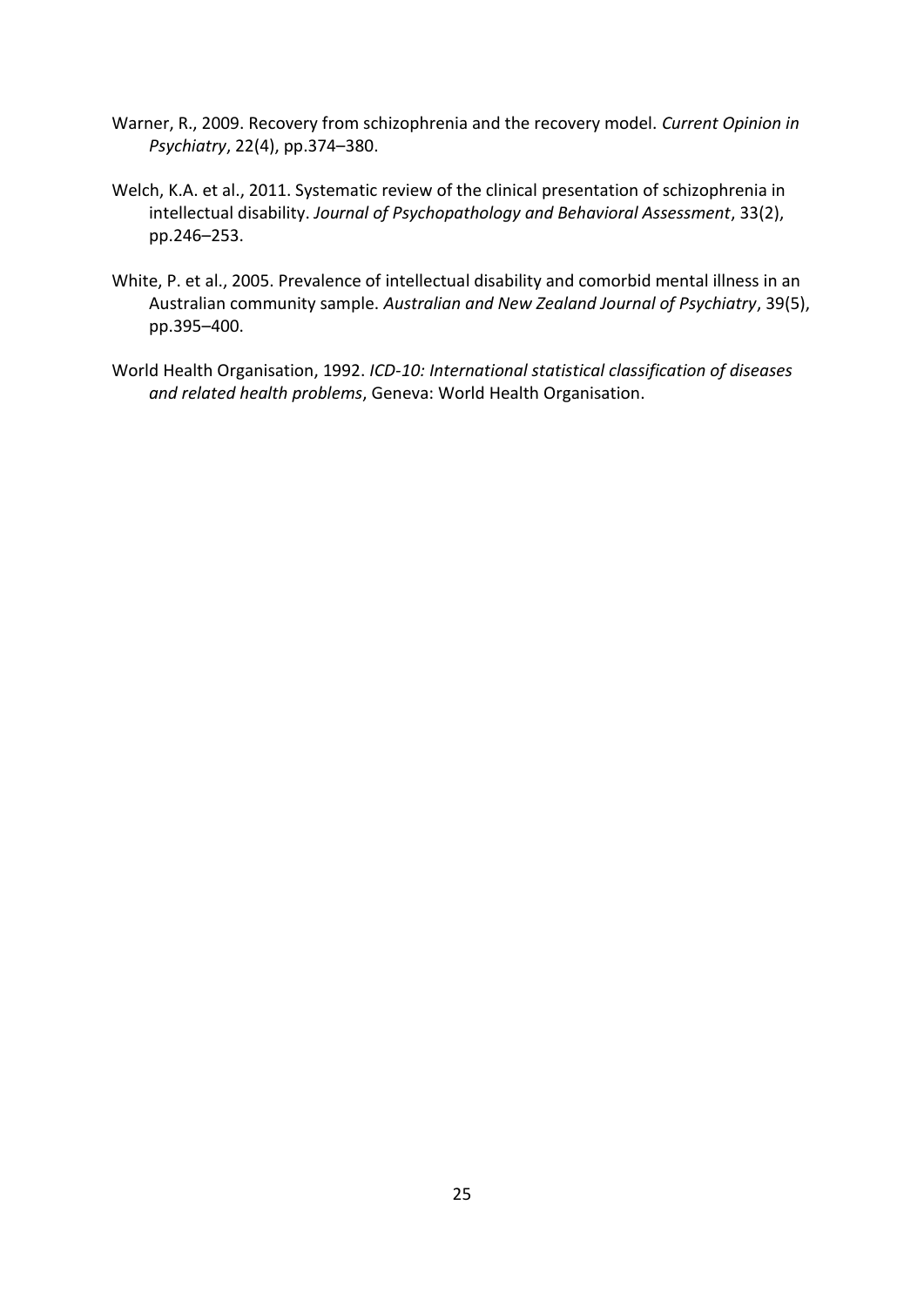Warner, R., 2009. Recovery from schizophrenia and the recovery model. *Current Opinion in Psychiatry*, 22(4), pp.374–380.

Welch, K.A. et al., 2011. Systematic review of the clinical presentation of schizophrenia in intellectual disability. *Journal of Psychopathology and Behavioral Assessment*, 33(2), pp.246–253.

White, P. et al., 2005. Prevalence of intellectual disability and comorbid mental illness in an Australian community sample. *Australian and New Zealand Journal of Psychiatry*, 39(5), pp.395–400.

World Health Organisation, 1992. *ICD-10: International statistical classification of diseases and related health problems*, Geneva: World Health Organisation.